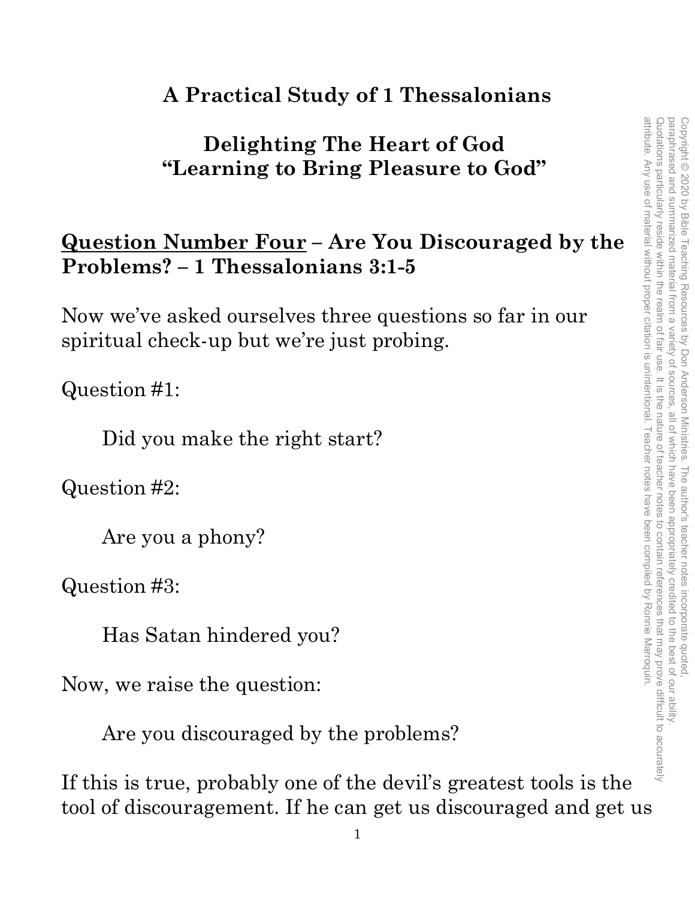# A Practical Study of 1 Thessalonians

## Delighting The Heart of God
## "Learning to Bring Pleasure to God"

**<u>Question Number Four</u> – Are You Discouraged by the Problems? – 1 Thessalonians 3:1-5**

Now we've asked ourselves three questions so far in our spiritual check-up but we're just probing.

Question #1:

Did you make the right start?

Question #2:

Are you a phony?

Question #3:

Has Satan hindered you?

Now, we raise the question:

Are you discouraged by the problems?

If this is true, probably one of the devil's greatest tools is the tool of discouragement. If he can get us discouraged and get us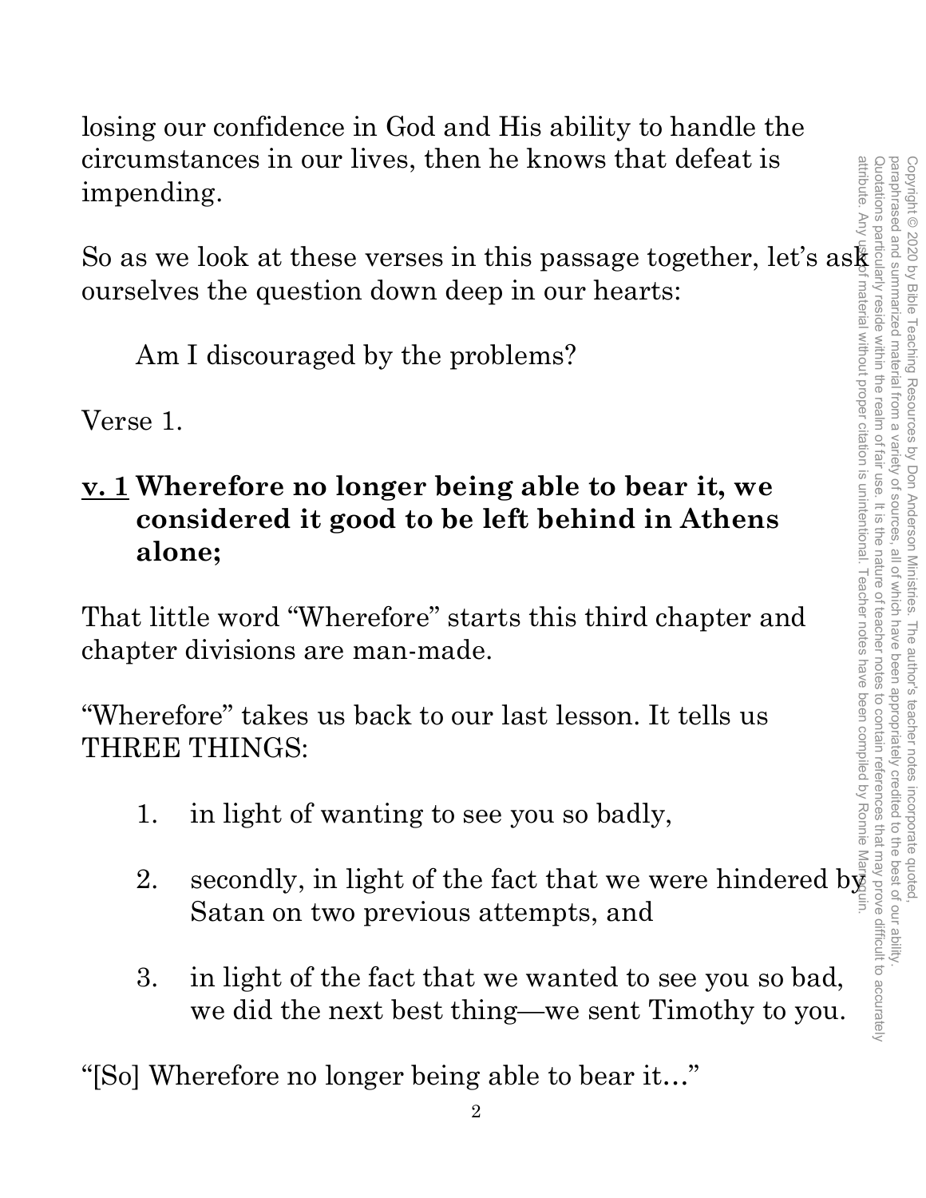losing our confidence in God and His ability to handle the circumstances in our lives, then he knows that defeat is impending.

So as we look at these verses in this passage together, let's ask ourselves the question down deep in our hearts:

Am I discouraged by the problems?

Verse 1.

**<u>v. 1</u> Wherefore no longer being able to bear it, we considered it good to be left behind in Athens alone;**

That little word "Wherefore" starts this third chapter and chapter divisions are man-made.

"Wherefore" takes us back to our last lesson. It tells us THREE THINGS:

1. in light of wanting to see you so badly,

2. secondly, in light of the fact that we were hindered by Satan on two previous attempts, and

3. in light of the fact that we wanted to see you so bad, we did the next best thing—we sent Timothy to you.

"[So] Wherefore no longer being able to bear it…"

Copyright © 2020 by Bible Teaching Resources by Don Anderson Ministries. The author's teacher notes incorporate quoted, paraphrased and summarized material from a variety of sources, all of which have been appropriately credited to the best of our ability. Quotations particularly reside within the realm of fair use. It is the nature of teacher notes to contain references that may prove difficult to accurately attribute. Any use of material without proper citation is unintentional. Teacher notes have been compiled by Ronnie Marroquin.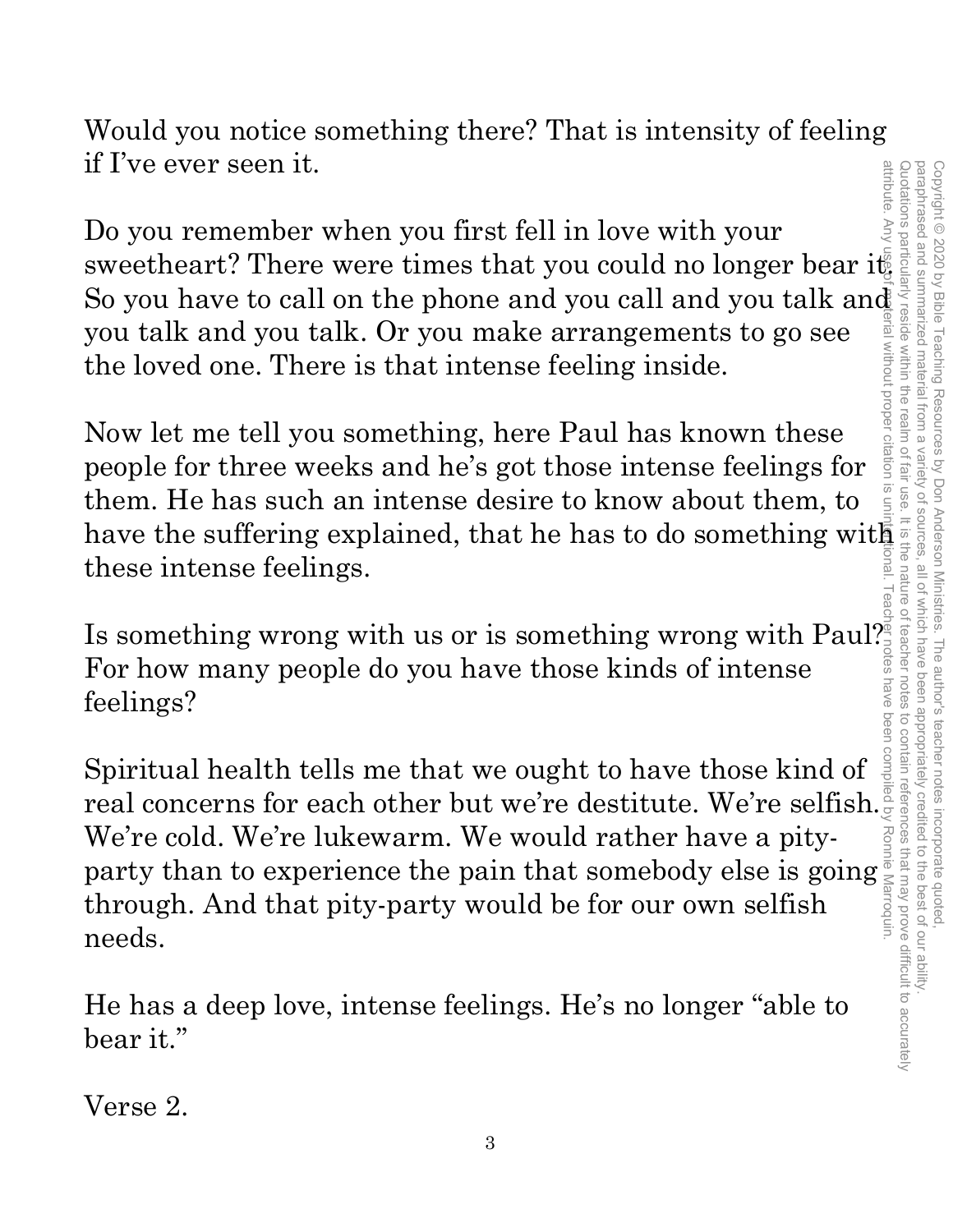Would you notice something there? That is intensity of feeling if I've ever seen it.

Do you remember when you first fell in love with your sweetheart? There were times that you could no longer bear it. So you have to call on the phone and you call and you talk and you talk and you talk. Or you make arrangements to go see the loved one. There is that intense feeling inside.

Now let me tell you something, here Paul has known these people for three weeks and he's got those intense feelings for them. He has such an intense desire to know about them, to have the suffering explained, that he has to do something with these intense feelings.

Is something wrong with us or is something wrong with Paul? For how many people do you have those kinds of intense feelings?

Spiritual health tells me that we ought to have those kind of real concerns for each other but we're destitute. We're selfish. We're cold. We're lukewarm. We would rather have a pity-party than to experience the pain that somebody else is going through. And that pity-party would be for our own selfish needs.

He has a deep love, intense feelings. He's no longer "able to bear it."

Verse 2.

Copyright © 2020 by Bible Teaching Resources by Don Anderson Ministries. The author's teacher notes incorporate quoted, paraphrased and summarized material from a variety of sources, all of which have been appropriately credited to the best of our ability. Quotations particularly reside within the realm of fair use. It is the nature of teacher notes to contain references that may prove difficult to accurately attribute. Any use of material without proper citation is unintentional. Teacher notes have been compiled by Ronnie Marroquin.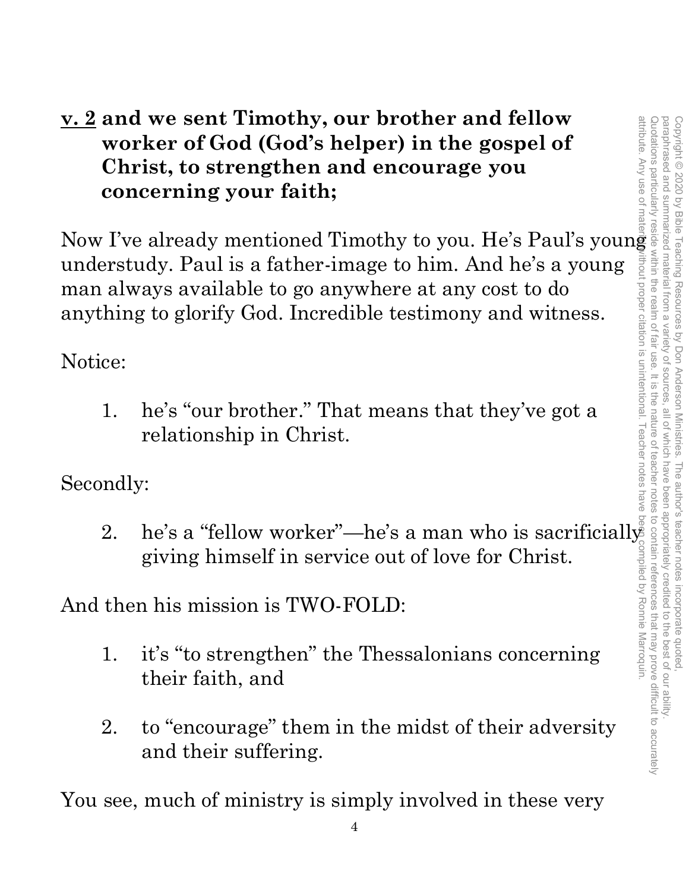**<u>v. 2</u> and we sent Timothy, our brother and fellow worker of God (God's helper) in the gospel of Christ, to strengthen and encourage you concerning your faith;**

Now I've already mentioned Timothy to you. He's Paul's young understudy. Paul is a father-image to him. And he's a young man always available to go anywhere at any cost to do anything to glorify God. Incredible testimony and witness.

Notice:

1. he's "our brother." That means that they've got a relationship in Christ.

Secondly:

2. he's a "fellow worker"—he's a man who is sacrificially giving himself in service out of love for Christ.

And then his mission is TWO-FOLD:

1. it's "to strengthen" the Thessalonians concerning their faith, and
2. to "encourage" them in the midst of their adversity and their suffering.

You see, much of ministry is simply involved in these very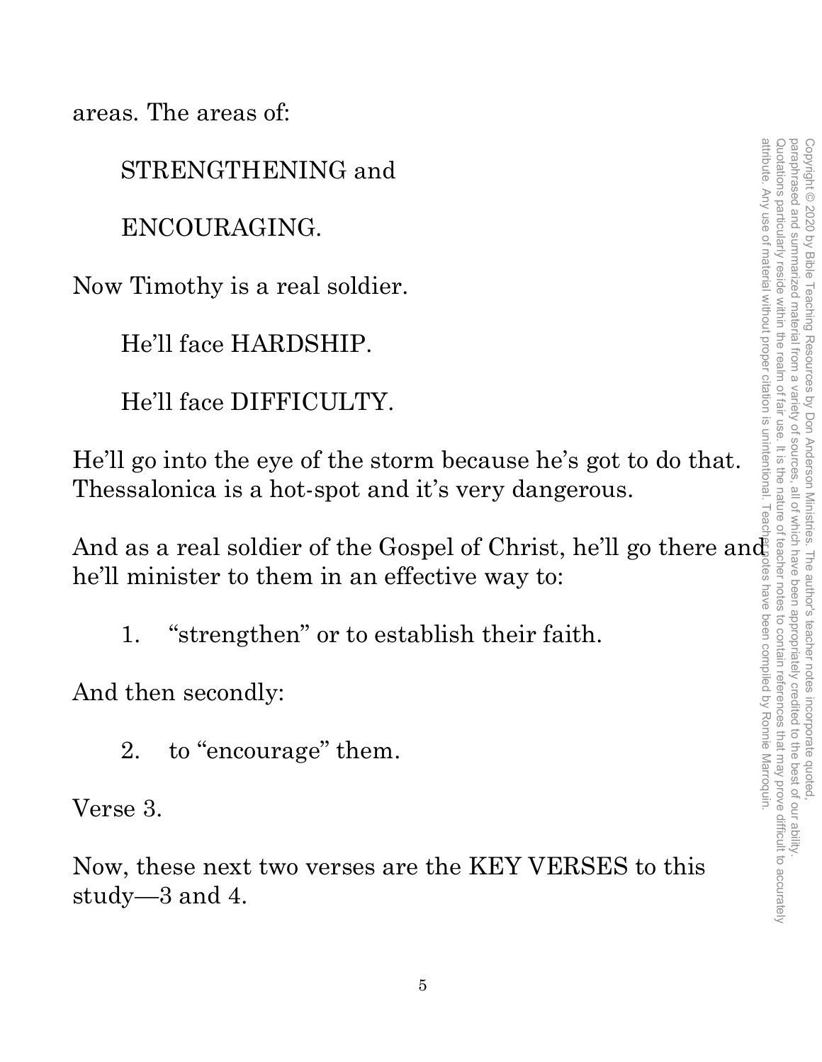areas. The areas of:

STRENGTHENING and

ENCOURAGING.

Now Timothy is a real soldier.

He'll face HARDSHIP.

He'll face DIFFICULTY.

He'll go into the eye of the storm because he's got to do that. Thessalonica is a hot-spot and it's very dangerous.

And as a real soldier of the Gospel of Christ, he'll go there and he'll minister to them in an effective way to:

1. "strengthen" or to establish their faith.

And then secondly:

2. to "encourage" them.

Verse 3.

Now, these next two verses are the KEY VERSES to this study—3 and 4.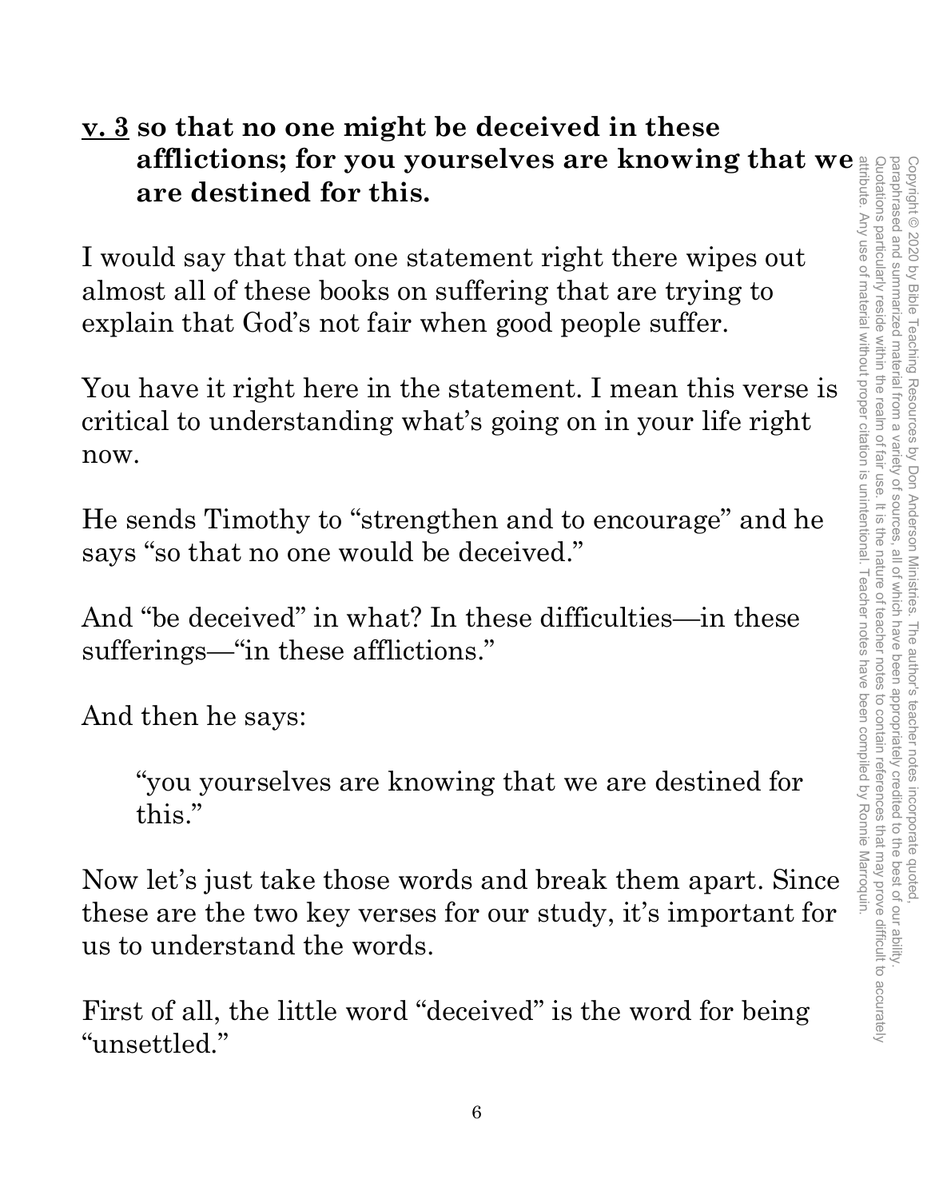**<u>v. 3</u> so that no one might be deceived in these afflictions; for you yourselves are knowing that we are destined for this.**

I would say that that one statement right there wipes out almost all of these books on suffering that are trying to explain that God's not fair when good people suffer.

You have it right here in the statement. I mean this verse is critical to understanding what's going on in your life right now.

He sends Timothy to "strengthen and to encourage" and he says "so that no one would be deceived."

And "be deceived" in what? In these difficulties—in these sufferings—"in these afflictions."

And then he says:

> "you yourselves are knowing that we are destined for this."

Now let's just take those words and break them apart. Since these are the two key verses for our study, it's important for us to understand the words.

First of all, the little word "deceived" is the word for being "unsettled."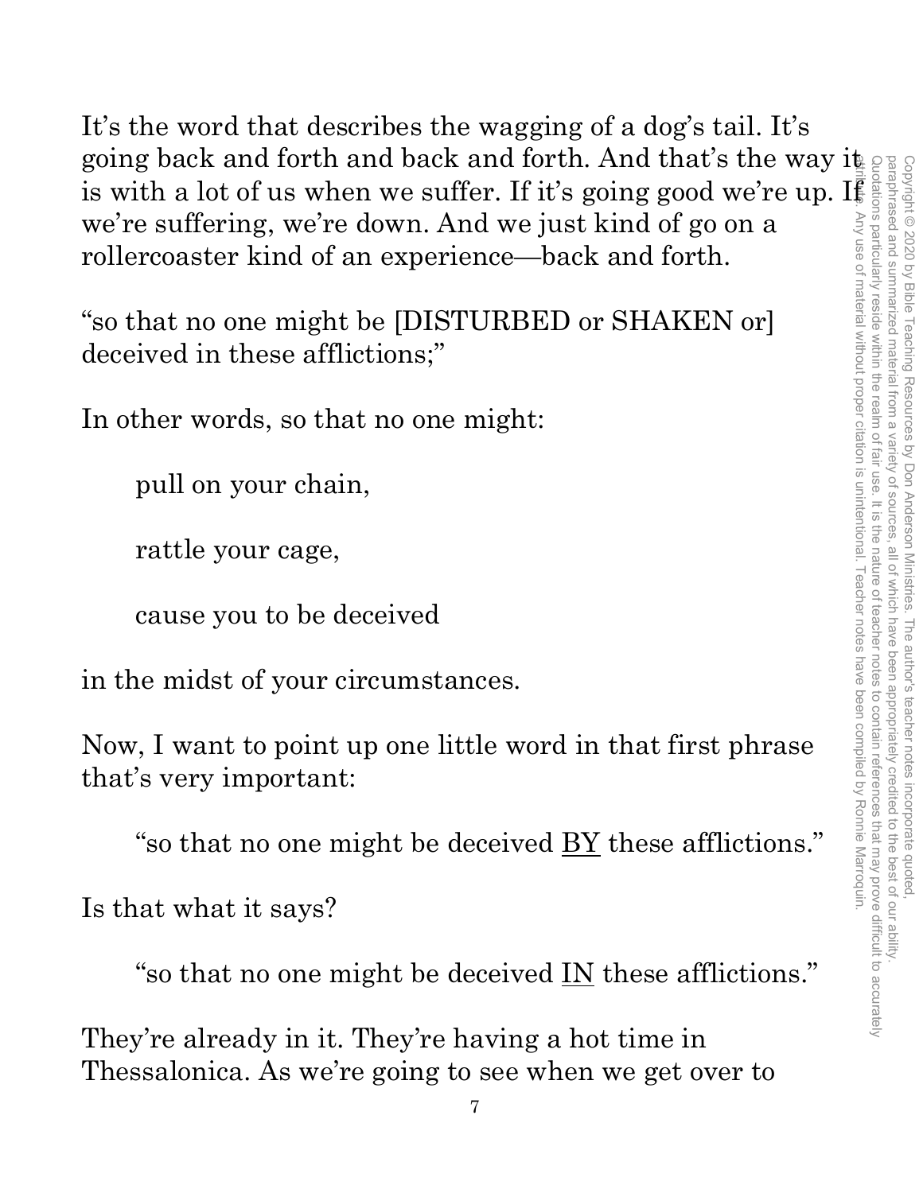It's the word that describes the wagging of a dog's tail. It's going back and forth and back and forth. And that's the way it is with a lot of us when we suffer. If it's going good we're up. If we're suffering, we're down. And we just kind of go on a rollercoaster kind of an experience—back and forth.

"so that no one might be [DISTURBED or SHAKEN or] deceived in these afflictions;"

In other words, so that no one might:

> pull on your chain,
>
> rattle your cage,
>
> cause you to be deceived

in the midst of your circumstances.

Now, I want to point up one little word in that first phrase that's very important:

> "so that no one might be deceived <u>BY</u> these afflictions."

Is that what it says?

> "so that no one might be deceived <u>IN</u> these afflictions."

They're already in it. They're having a hot time in Thessalonica. As we're going to see when we get over to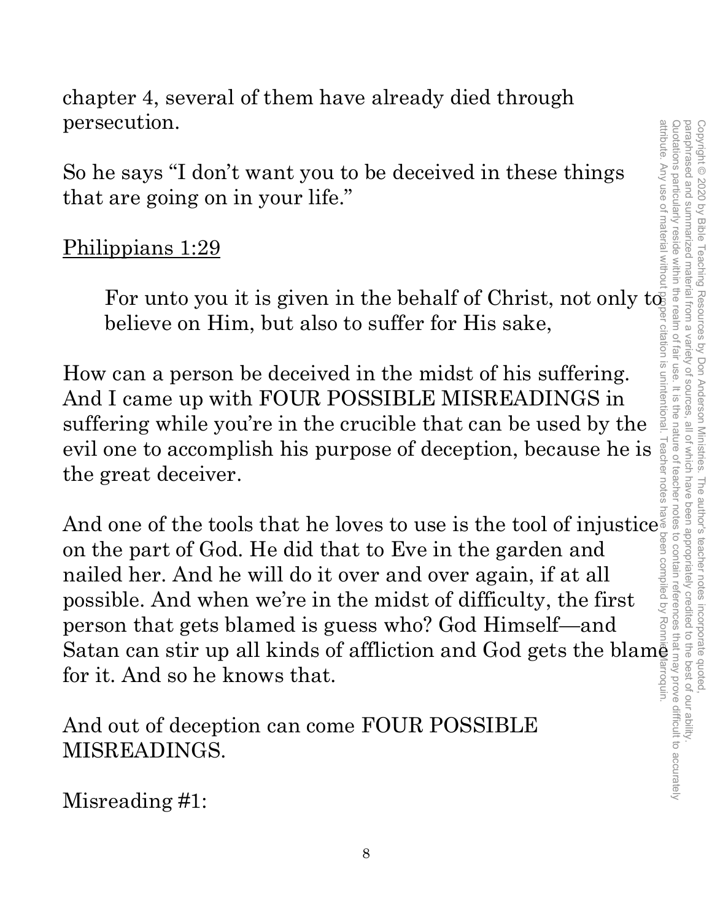chapter 4, several of them have already died through persecution.

So he says "I don't want you to be deceived in these things that are going on in your life."

<u>Philippians 1:29</u>

> For unto you it is given in the behalf of Christ, not only to believe on Him, but also to suffer for His sake,

How can a person be deceived in the midst of his suffering. And I came up with FOUR POSSIBLE MISREADINGS in suffering while you're in the crucible that can be used by the evil one to accomplish his purpose of deception, because he is the great deceiver.

And one of the tools that he loves to use is the tool of injustice on the part of God. He did that to Eve in the garden and nailed her. And he will do it over and over again, if at all possible. And when we're in the midst of difficulty, the first person that gets blamed is guess who? God Himself—and Satan can stir up all kinds of affliction and God gets the blame for it. And so he knows that.

And out of deception can come FOUR POSSIBLE MISREADINGS.

Misreading #1: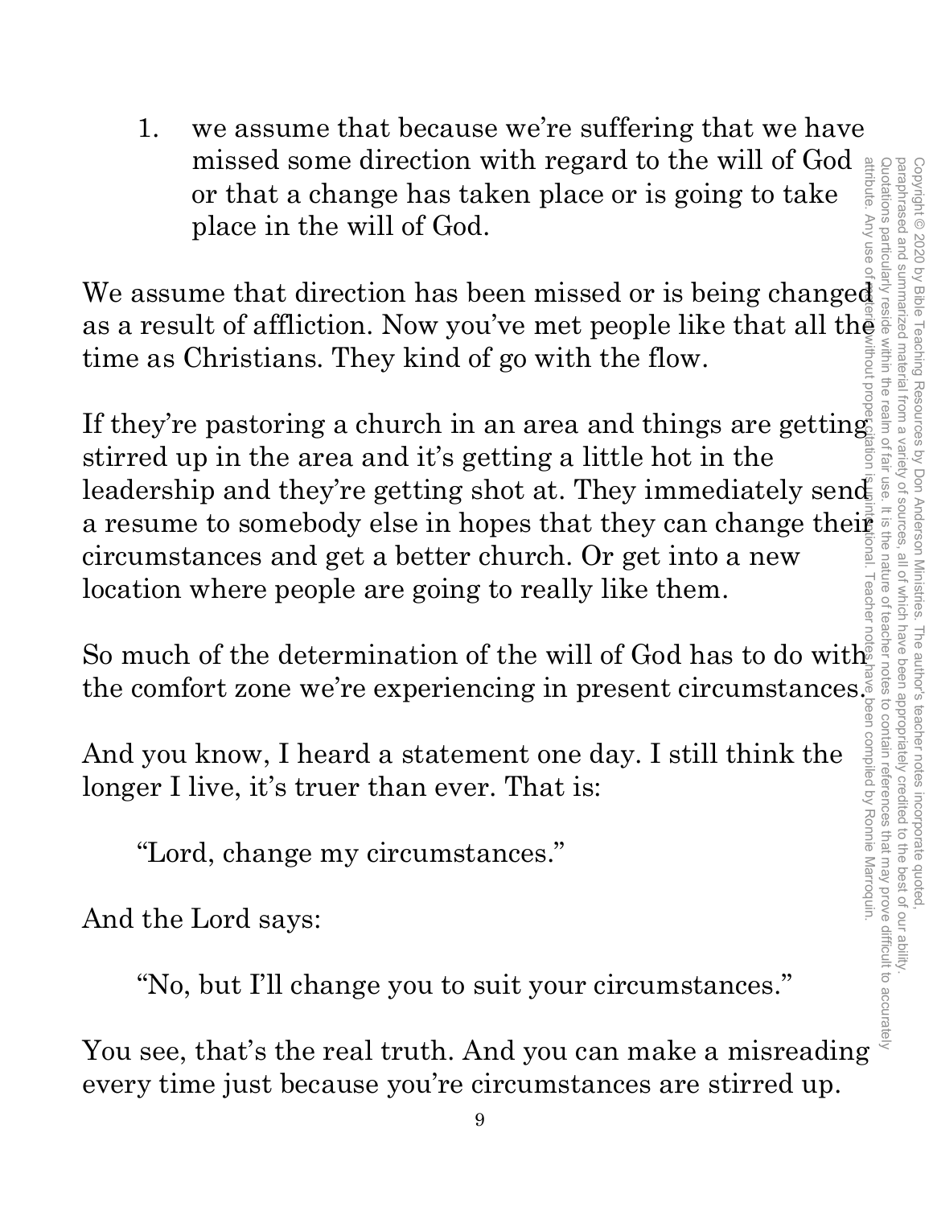1. we assume that because we're suffering that we have missed some direction with regard to the will of God or that a change has taken place or is going to take place in the will of God.

We assume that direction has been missed or is being changed as a result of affliction. Now you've met people like that all the time as Christians. They kind of go with the flow.

If they're pastoring a church in an area and things are getting stirred up in the area and it's getting a little hot in the leadership and they're getting shot at. They immediately send a resume to somebody else in hopes that they can change their circumstances and get a better church. Or get into a new location where people are going to really like them.

So much of the determination of the will of God has to do with the comfort zone we're experiencing in present circumstances.

And you know, I heard a statement one day. I still think the longer I live, it's truer than ever. That is:

> "Lord, change my circumstances."

And the Lord says:

> "No, but I'll change you to suit your circumstances."

You see, that's the real truth. And you can make a misreading every time just because you're circumstances are stirred up.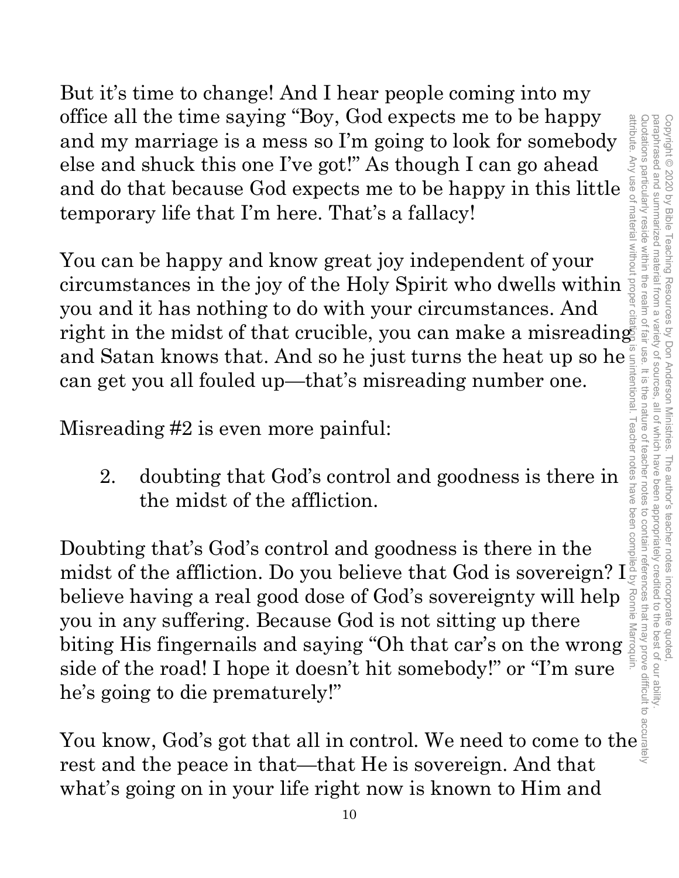But it's time to change! And I hear people coming into my office all the time saying "Boy, God expects me to be happy and my marriage is a mess so I'm going to look for somebody else and shuck this one I've got!" As though I can go ahead and do that because God expects me to be happy in this little temporary life that I'm here. That's a fallacy!

You can be happy and know great joy independent of your circumstances in the joy of the Holy Spirit who dwells within you and it has nothing to do with your circumstances. And right in the midst of that crucible, you can make a misreading and Satan knows that. And so he just turns the heat up so he can get you all fouled up—that's misreading number one.

Misreading #2 is even more painful:

2. doubting that God's control and goodness is there in the midst of the affliction.

Doubting that's God's control and goodness is there in the midst of the affliction. Do you believe that God is sovereign? I believe having a real good dose of God's sovereignty will help you in any suffering. Because God is not sitting up there biting His fingernails and saying "Oh that car's on the wrong side of the road! I hope it doesn't hit somebody!" or "I'm sure he's going to die prematurely!"

You know, God's got that all in control. We need to come to the rest and the peace in that—that He is sovereign. And that what's going on in your life right now is known to Him and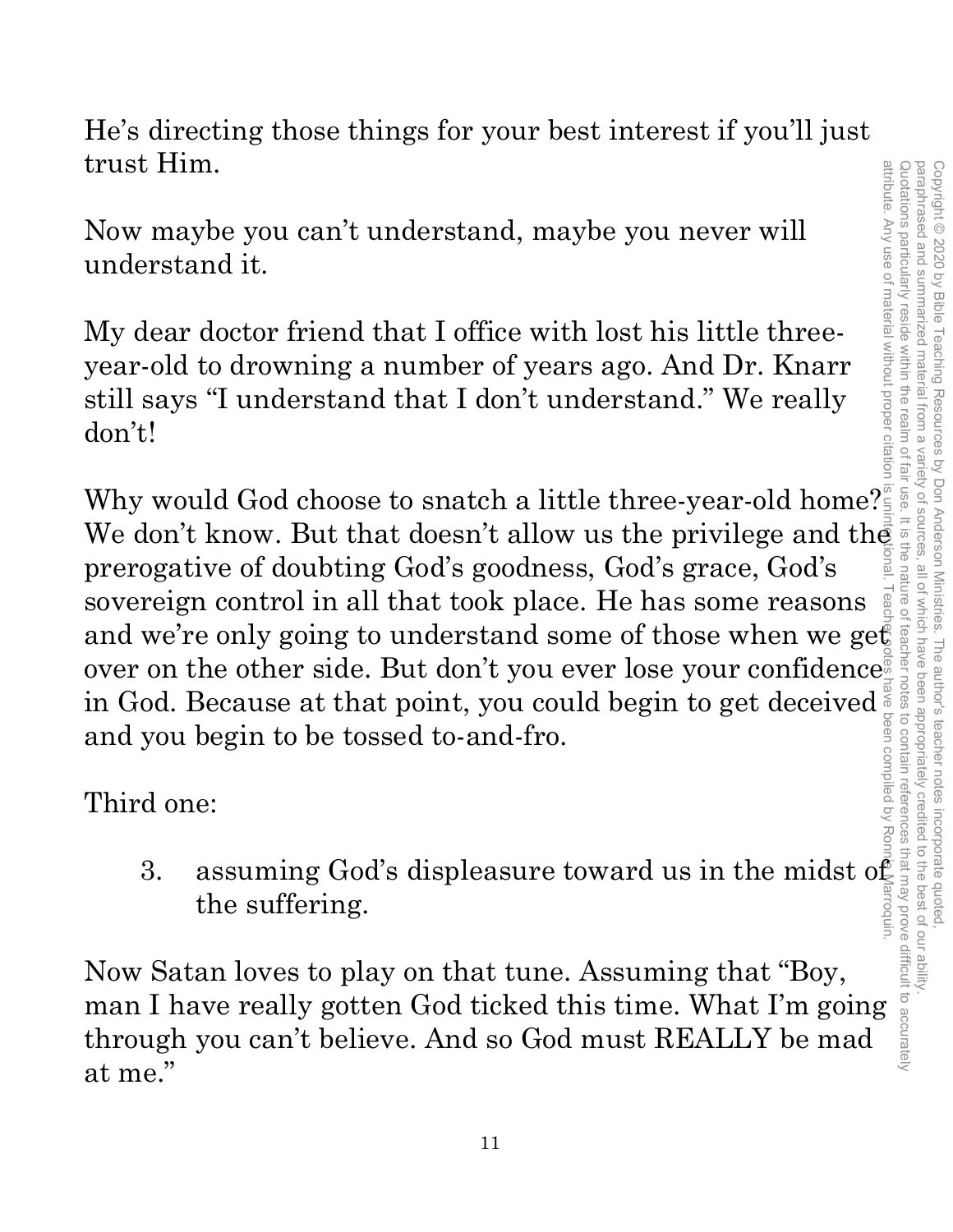He's directing those things for your best interest if you'll just trust Him.

Now maybe you can't understand, maybe you never will understand it.

My dear doctor friend that I office with lost his little three-year-old to drowning a number of years ago. And Dr. Knarr still says "I understand that I don't understand." We really don't!

Why would God choose to snatch a little three-year-old home? We don't know. But that doesn't allow us the privilege and the prerogative of doubting God's goodness, God's grace, God's sovereign control in all that took place. He has some reasons and we're only going to understand some of those when we get over on the other side. But don't you ever lose your confidence in God. Because at that point, you could begin to get deceived and you begin to be tossed to-and-fro.

Third one:

3. assuming God's displeasure toward us in the midst of the suffering.

Now Satan loves to play on that tune. Assuming that "Boy, man I have really gotten God ticked this time. What I'm going through you can't believe. And so God must REALLY be mad at me."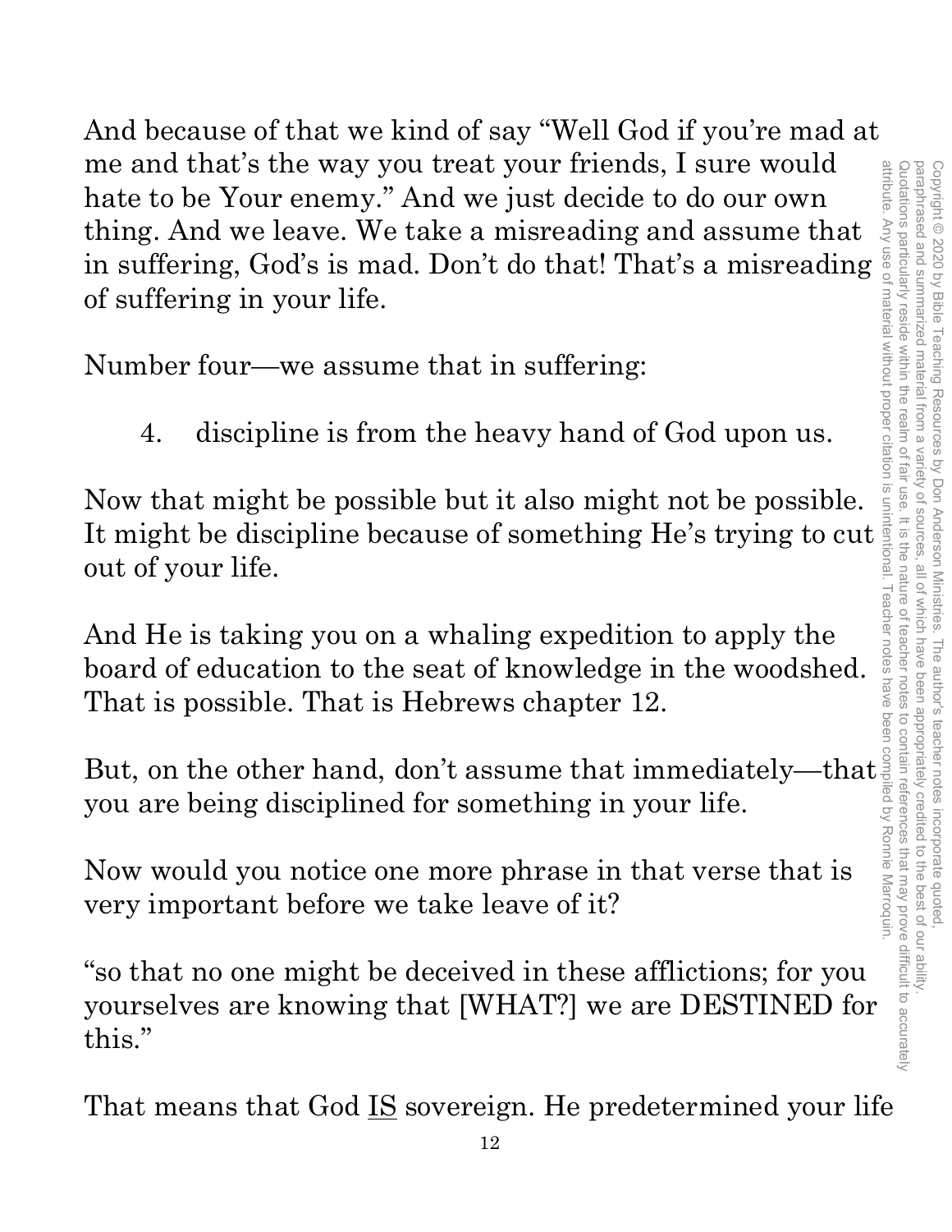And because of that we kind of say "Well God if you're mad at me and that's the way you treat your friends, I sure would hate to be Your enemy." And we just decide to do our own thing. And we leave. We take a misreading and assume that in suffering, God's is mad. Don't do that! That's a misreading of suffering in your life.

Number four—we assume that in suffering:

4. discipline is from the heavy hand of God upon us.

Now that might be possible but it also might not be possible. It might be discipline because of something He's trying to cut out of your life.

And He is taking you on a whaling expedition to apply the board of education to the seat of knowledge in the woodshed. That is possible. That is Hebrews chapter 12.

But, on the other hand, don't assume that immediately—that you are being disciplined for something in your life.

Now would you notice one more phrase in that verse that is very important before we take leave of it?

"so that no one might be deceived in these afflictions; for you yourselves are knowing that [WHAT?] we are DESTINED for this."

That means that God <u>IS</u> sovereign. He predetermined your life

Copyright © 2020 by Bible Teaching Resources by Don Anderson Ministries. The author's teacher notes incorporate quoted, paraphrased and summarized material from a variety of sources, all of which have been appropriately credited to the best of our ability. Quotations particularly reside within the realm of fair use. It is the nature of teacher notes to contain references that may prove difficult to accurately attribute. Any use of material without proper citation is unintentional. Teacher notes have been compiled by Ronnie Marroquin.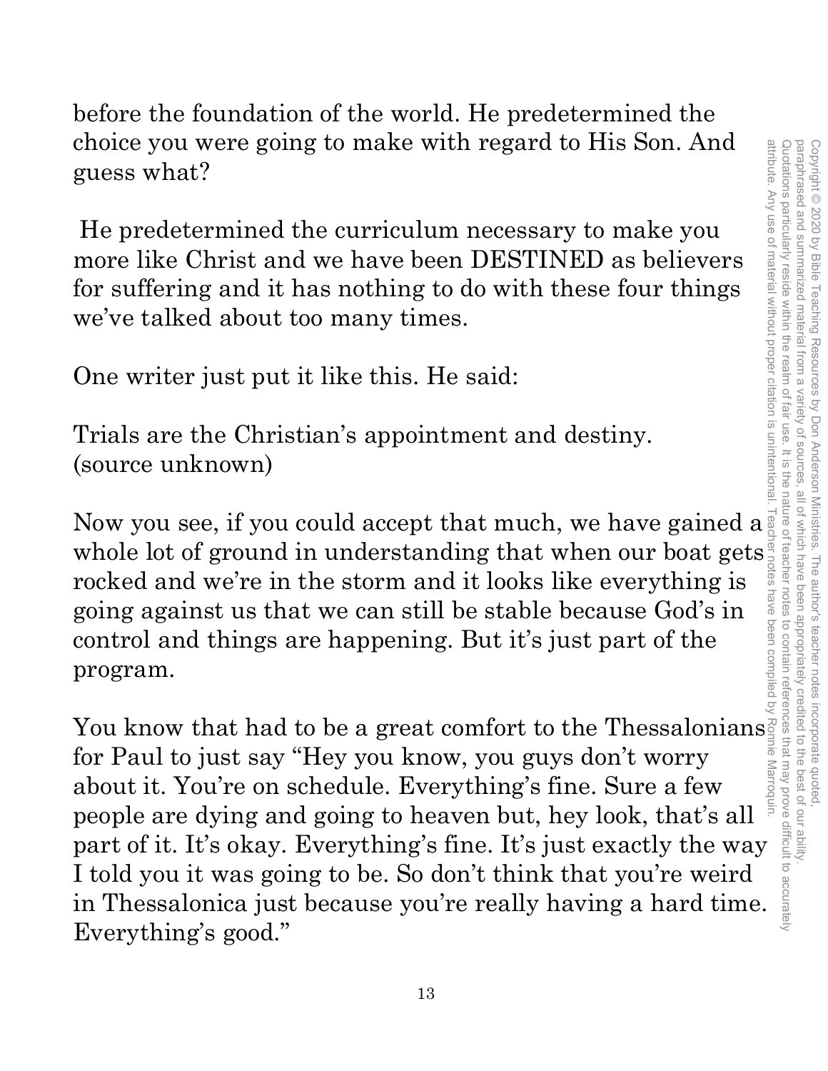before the foundation of the world. He predetermined the choice you were going to make with regard to His Son. And guess what?

He predetermined the curriculum necessary to make you more like Christ and we have been DESTINED as believers for suffering and it has nothing to do with these four things we've talked about too many times.

One writer just put it like this. He said:

Trials are the Christian's appointment and destiny. (source unknown)

Now you see, if you could accept that much, we have gained a whole lot of ground in understanding that when our boat gets rocked and we're in the storm and it looks like everything is going against us that we can still be stable because God's in control and things are happening. But it's just part of the program.

You know that had to be a great comfort to the Thessalonians for Paul to just say "Hey you know, you guys don't worry about it. You're on schedule. Everything's fine. Sure a few people are dying and going to heaven but, hey look, that's all part of it. It's okay. Everything's fine. It's just exactly the way I told you it was going to be. So don't think that you're weird in Thessalonica just because you're really having a hard time. Everything's good."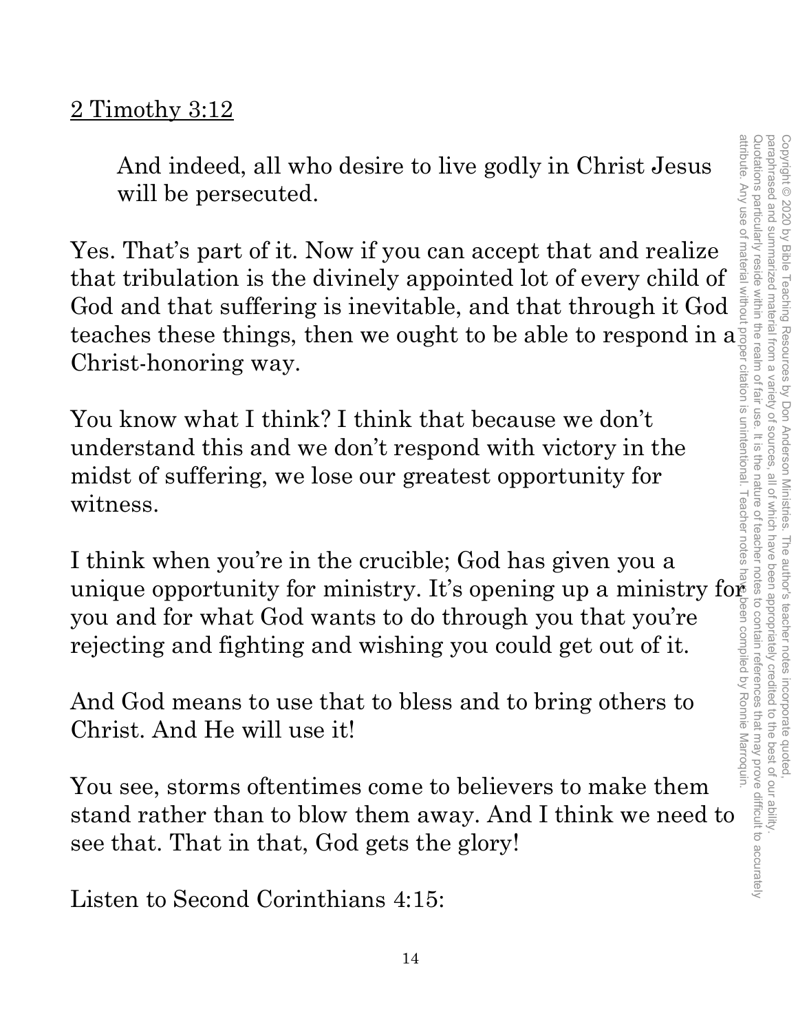<u>2 Timothy 3:12</u>

> And indeed, all who desire to live godly in Christ Jesus will be persecuted.

Yes. That's part of it. Now if you can accept that and realize that tribulation is the divinely appointed lot of every child of God and that suffering is inevitable, and that through it God teaches these things, then we ought to be able to respond in a Christ-honoring way.

You know what I think? I think that because we don't understand this and we don't respond with victory in the midst of suffering, we lose our greatest opportunity for witness.

I think when you're in the crucible; God has given you a unique opportunity for ministry. It's opening up a ministry for you and for what God wants to do through you that you're rejecting and fighting and wishing you could get out of it.

And God means to use that to bless and to bring others to Christ. And He will use it!

You see, storms oftentimes come to believers to make them stand rather than to blow them away. And I think we need to see that. That in that, God gets the glory!

Listen to Second Corinthians 4:15: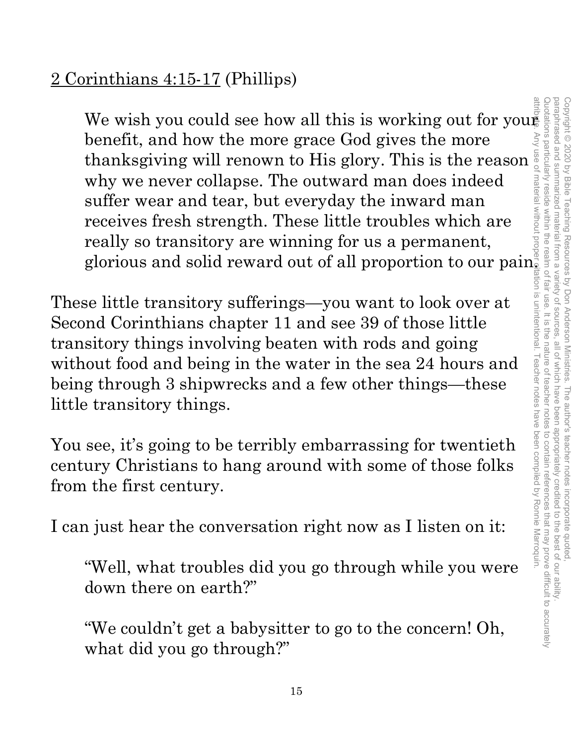<u>2 Corinthians 4:15-17</u> (Phillips)

> We wish you could see how all this is working out for your benefit, and how the more grace God gives the more thanksgiving will renown to His glory. This is the reason why we never collapse. The outward man does indeed suffer wear and tear, but everyday the inward man receives fresh strength. These little troubles which are really so transitory are winning for us a permanent, glorious and solid reward out of all proportion to our pain.

These little transitory sufferings—you want to look over at Second Corinthians chapter 11 and see 39 of those little transitory things involving beaten with rods and going without food and being in the water in the sea 24 hours and being through 3 shipwrecks and a few other things—these little transitory things.

You see, it's going to be terribly embarrassing for twentieth century Christians to hang around with some of those folks from the first century.

I can just hear the conversation right now as I listen on it:

> "Well, what troubles did you go through while you were down there on earth?"
>
> "We couldn't get a babysitter to go to the concern! Oh, what did you go through?"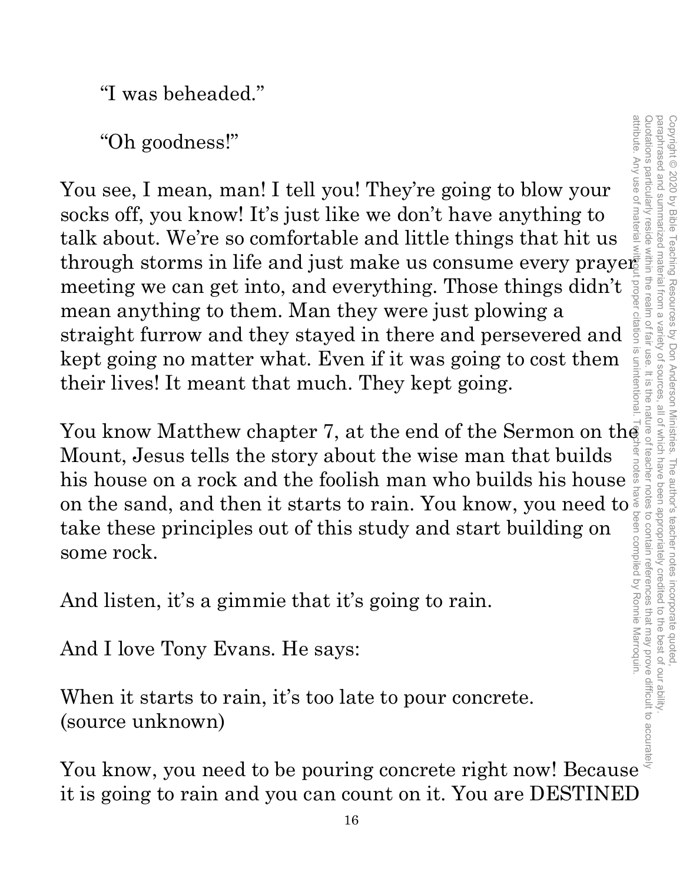"I was beheaded."

"Oh goodness!"

You see, I mean, man! I tell you! They're going to blow your socks off, you know! It's just like we don't have anything to talk about. We're so comfortable and little things that hit us through storms in life and just make us consume every prayer meeting we can get into, and everything. Those things didn't mean anything to them. Man they were just plowing a straight furrow and they stayed in there and persevered and kept going no matter what. Even if it was going to cost them their lives! It meant that much. They kept going.

You know Matthew chapter 7, at the end of the Sermon on the Mount, Jesus tells the story about the wise man that builds his house on a rock and the foolish man who builds his house on the sand, and then it starts to rain. You know, you need to take these principles out of this study and start building on some rock.

And listen, it's a gimmie that it's going to rain.

And I love Tony Evans. He says:

When it starts to rain, it's too late to pour concrete.
(source unknown)

You know, you need to be pouring concrete right now! Because it is going to rain and you can count on it. You are DESTINED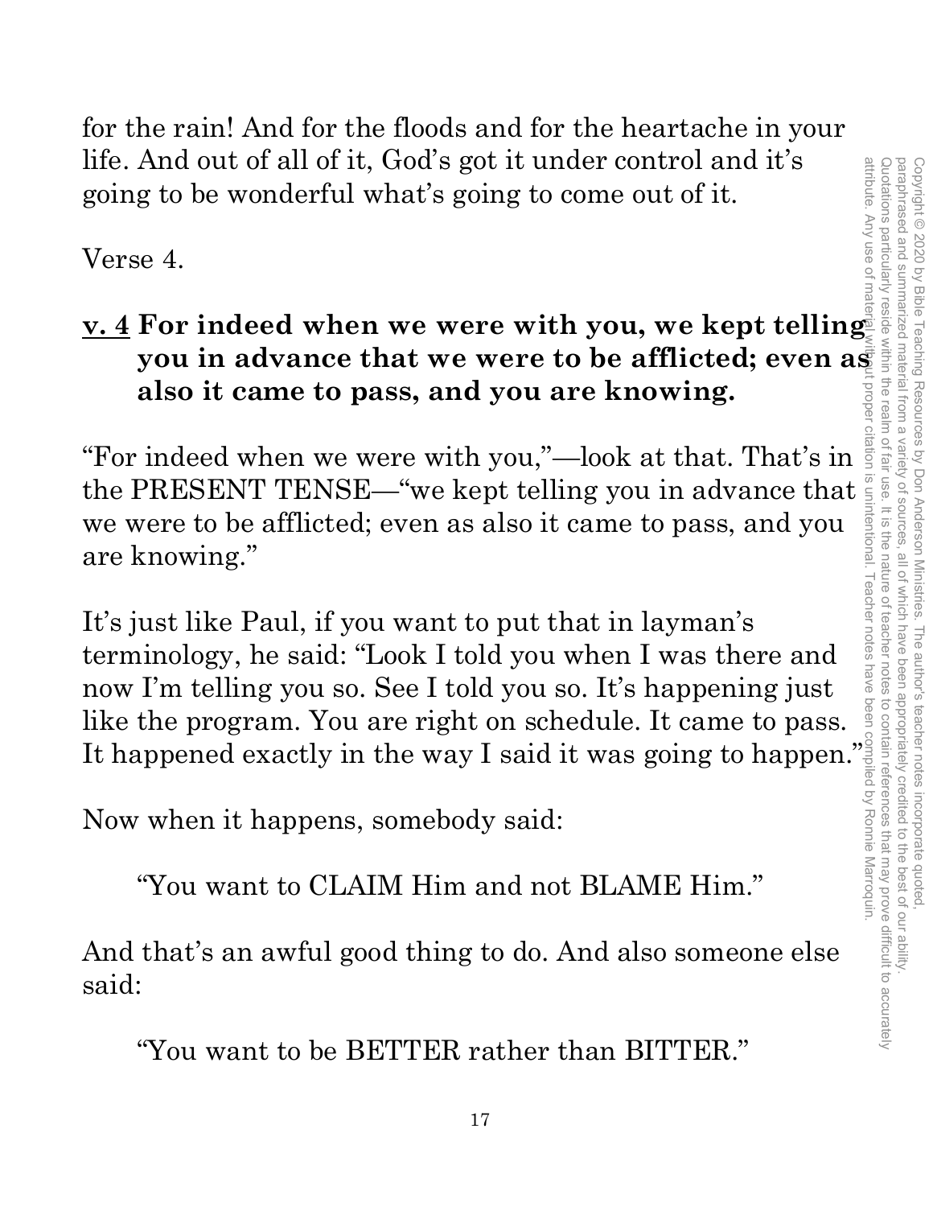for the rain! And for the floods and for the heartache in your life. And out of all of it, God's got it under control and it's going to be wonderful what's going to come out of it.

Verse 4.

**v. 4 For indeed when we were with you, we kept telling you in advance that we were to be afflicted; even as also it came to pass, and you are knowing.**

"For indeed when we were with you,"—look at that. That's in the PRESENT TENSE—"we kept telling you in advance that we were to be afflicted; even as also it came to pass, and you are knowing."

It's just like Paul, if you want to put that in layman's terminology, he said: "Look I told you when I was there and now I'm telling you so. See I told you so. It's happening just like the program. You are right on schedule. It came to pass. It happened exactly in the way I said it was going to happen."

Now when it happens, somebody said:

"You want to CLAIM Him and not BLAME Him."

And that's an awful good thing to do. And also someone else said:

"You want to be BETTER rather than BITTER."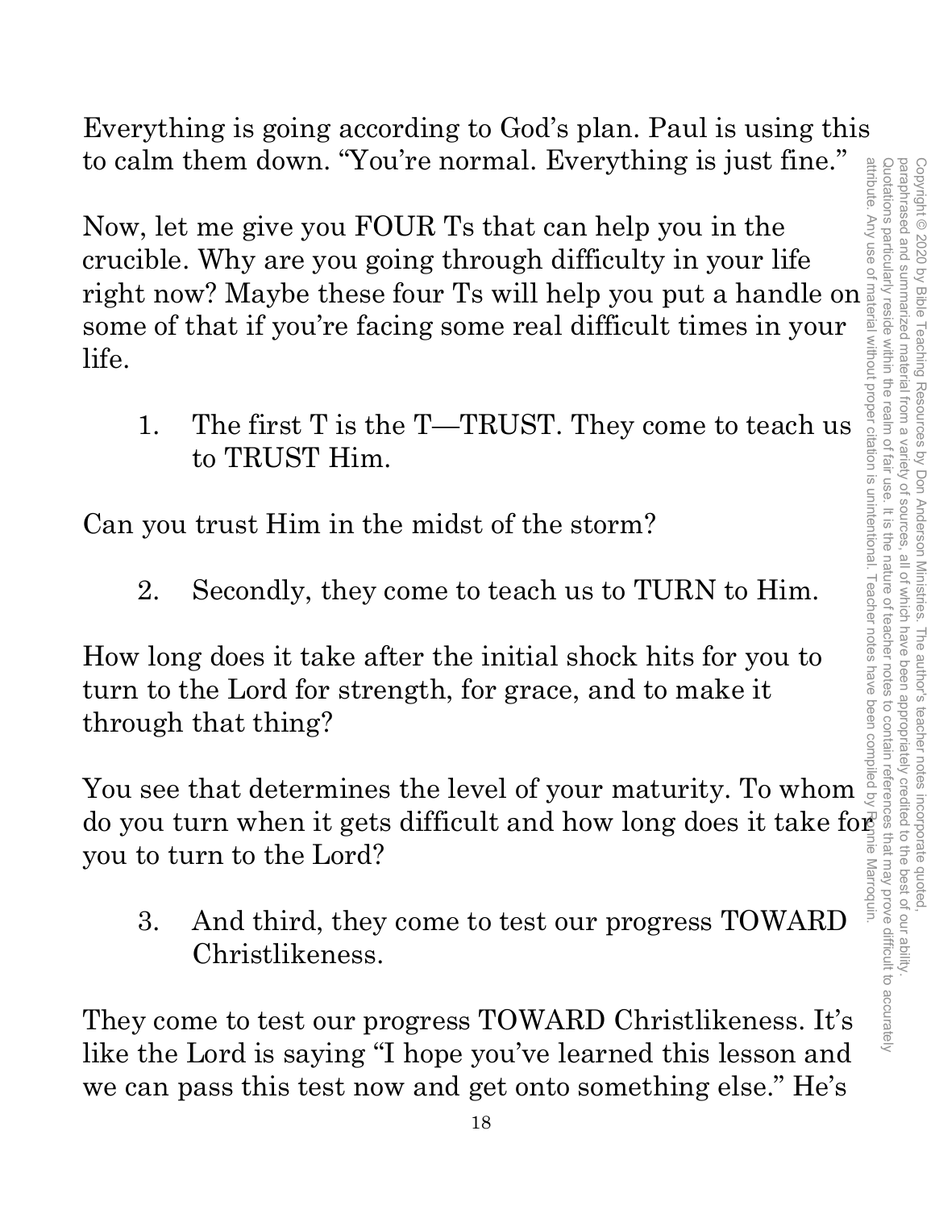Everything is going according to God's plan. Paul is using this to calm them down. "You're normal. Everything is just fine."

Now, let me give you FOUR Ts that can help you in the crucible. Why are you going through difficulty in your life right now? Maybe these four Ts will help you put a handle on some of that if you're facing some real difficult times in your life.

1. The first T is the T—TRUST. They come to teach us to TRUST Him.

Can you trust Him in the midst of the storm?

2. Secondly, they come to teach us to TURN to Him.

How long does it take after the initial shock hits for you to turn to the Lord for strength, for grace, and to make it through that thing?

You see that determines the level of your maturity. To whom do you turn when it gets difficult and how long does it take for you to turn to the Lord?

3. And third, they come to test our progress TOWARD Christlikeness.

They come to test our progress TOWARD Christlikeness. It's like the Lord is saying "I hope you've learned this lesson and we can pass this test now and get onto something else." He's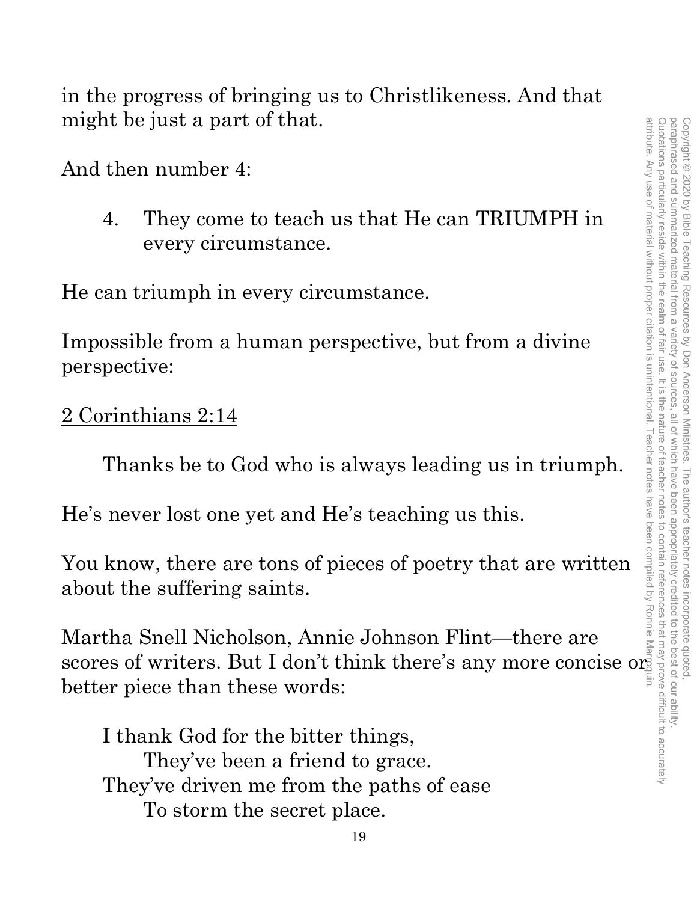in the progress of bringing us to Christlikeness. And that might be just a part of that.

And then number 4:

4. They come to teach us that He can TRIUMPH in every circumstance.

He can triumph in every circumstance.

Impossible from a human perspective, but from a divine perspective:

<u>2 Corinthians 2:14</u>

> Thanks be to God who is always leading us in triumph.

He's never lost one yet and He's teaching us this.

You know, there are tons of pieces of poetry that are written about the suffering saints.

Martha Snell Nicholson, Annie Johnson Flint—there are scores of writers. But I don't think there's any more concise or better piece than these words:

> I thank God for the bitter things,
> They've been a friend to grace.
> They've driven me from the paths of ease
> To storm the secret place.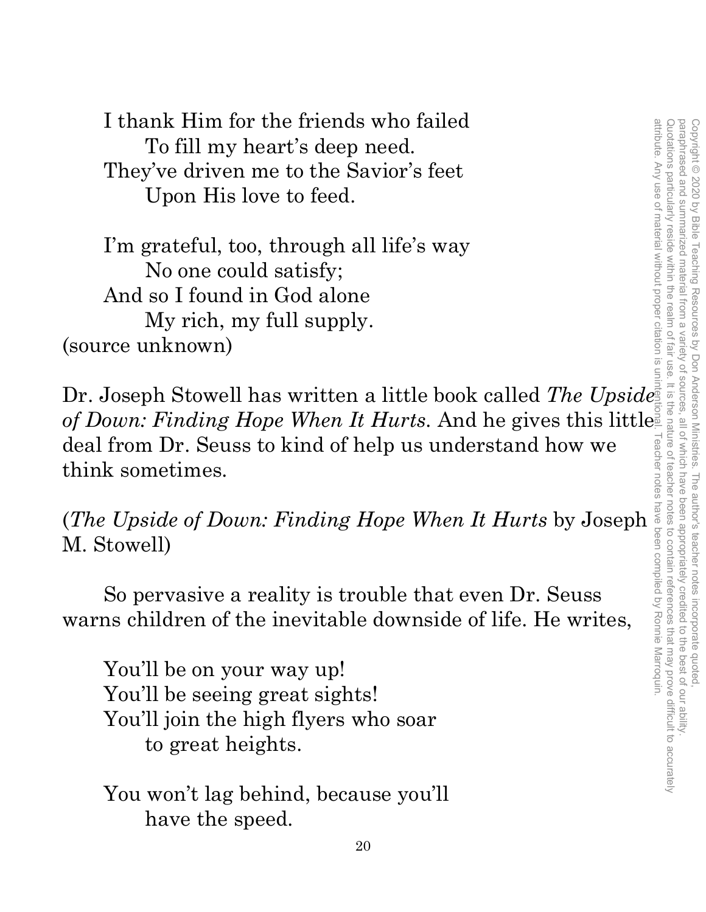I thank Him for the friends who failed
To fill my heart's deep need.
They've driven me to the Savior's feet
Upon His love to feed.

I'm grateful, too, through all life's way
No one could satisfy;
And so I found in God alone
My rich, my full supply.
(source unknown)

Dr. Joseph Stowell has written a little book called *The Upside of Down: Finding Hope When It Hurts*. And he gives this little deal from Dr. Seuss to kind of help us understand how we think sometimes.

(*The Upside of Down: Finding Hope When It Hurts* by Joseph M. Stowell)

So pervasive a reality is trouble that even Dr. Seuss warns children of the inevitable downside of life. He writes,

You'll be on your way up!
You'll be seeing great sights!
You'll join the high flyers who soar
to great heights.

You won't lag behind, because you'll
have the speed.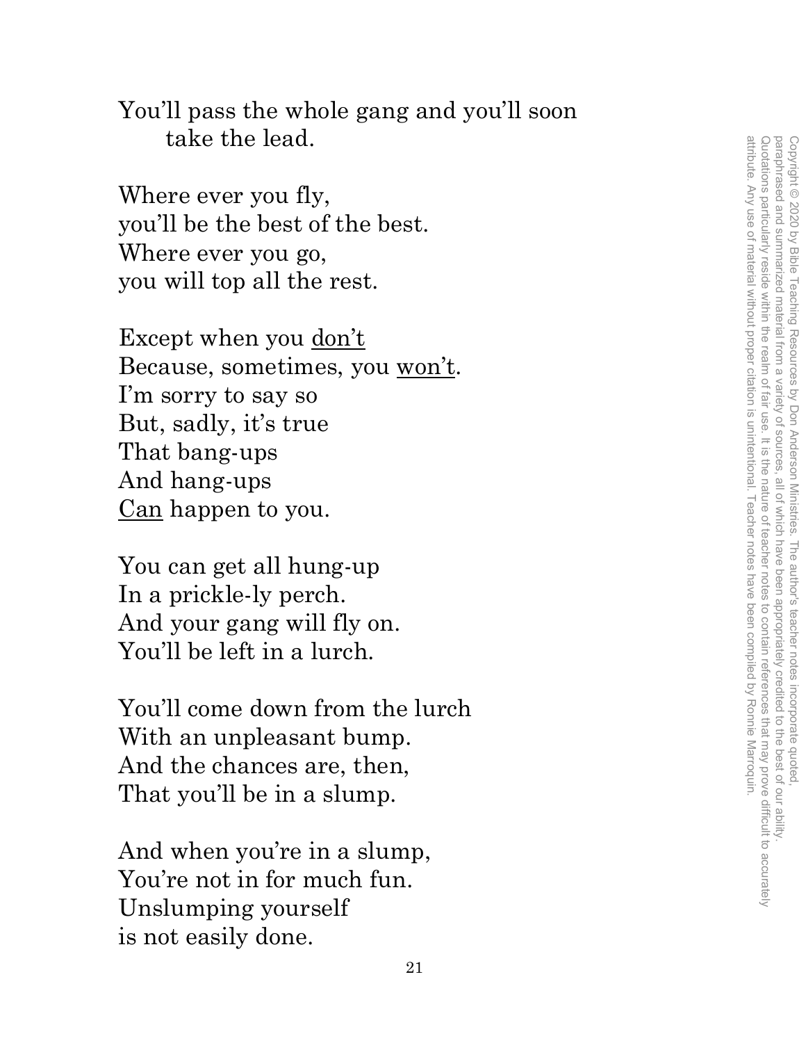You'll pass the whole gang and you'll soon  
take the lead.

Where ever you fly,  
you'll be the best of the best.  
Where ever you go,  
you will top all the rest.

Except when you <u>don't</u>  
Because, sometimes, you <u>won't</u>.  
I'm sorry to say so  
But, sadly, it's true  
That bang-ups  
And hang-ups  
<u>Can</u> happen to you.

You can get all hung-up  
In a prickle-ly perch.  
And your gang will fly on.  
You'll be left in a lurch.

You'll come down from the lurch  
With an unpleasant bump.  
And the chances are, then,  
That you'll be in a slump.

And when you're in a slump,  
You're not in for much fun.  
Unslumping yourself  
is not easily done.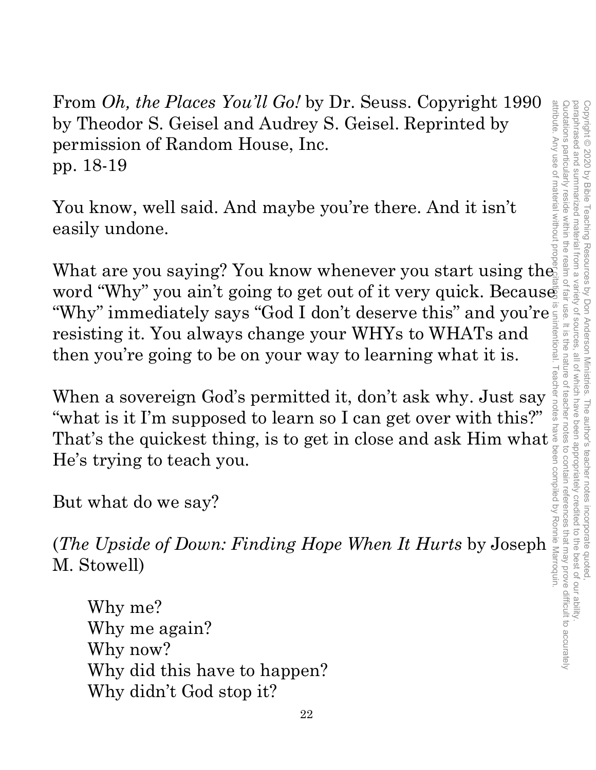From *Oh, the Places You'll Go!* by Dr. Seuss. Copyright 1990 by Theodor S. Geisel and Audrey S. Geisel. Reprinted by permission of Random House, Inc.
pp. 18-19

You know, well said. And maybe you're there. And it isn't easily undone.

What are you saying? You know whenever you start using the word "Why" you ain't going to get out of it very quick. Because "Why" immediately says "God I don't deserve this" and you're resisting it. You always change your WHYs to WHATs and then you're going to be on your way to learning what it is.

When a sovereign God's permitted it, don't ask why. Just say "what is it I'm supposed to learn so I can get over with this?" That's the quickest thing, is to get in close and ask Him what He's trying to teach you.

But what do we say?

(*The Upside of Down: Finding Hope When It Hurts* by Joseph M. Stowell)

> Why me?
> Why me again?
> Why now?
> Why did this have to happen?
> Why didn't God stop it?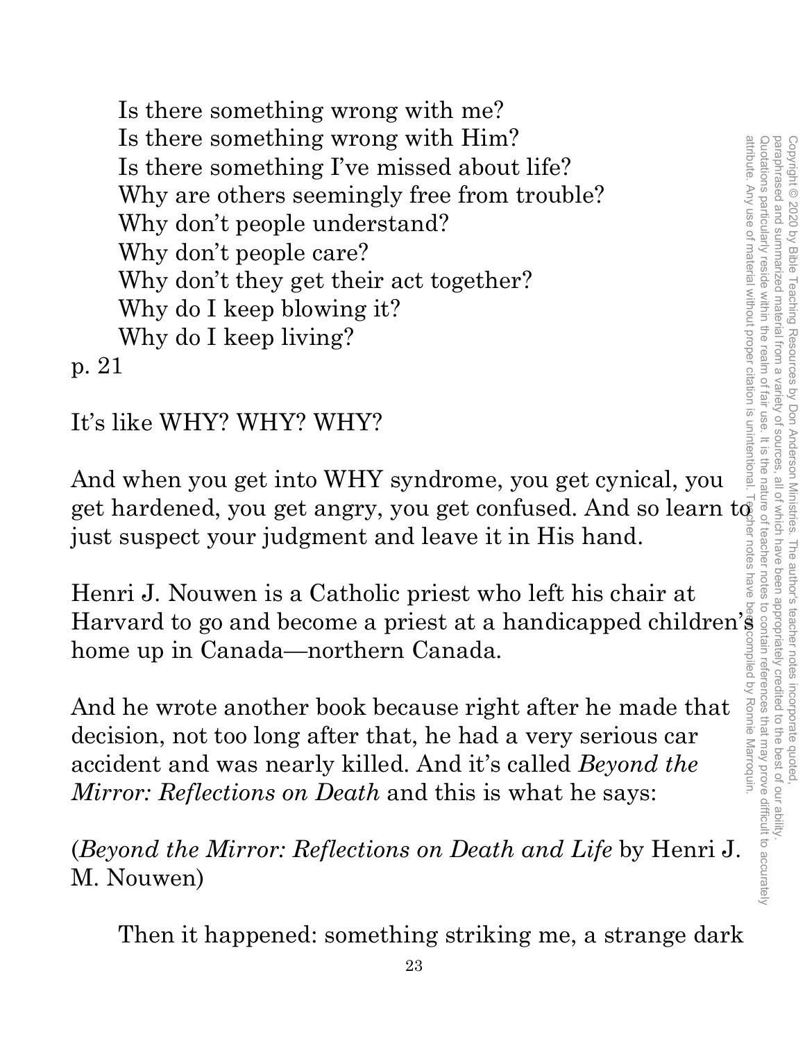> Is there something wrong with me?
> Is there something wrong with Him?
> Is there something I've missed about life?
> Why are others seemingly free from trouble?
> Why don't people understand?
> Why don't people care?
> Why don't they get their act together?
> Why do I keep blowing it?
> Why do I keep living?

p. 21

It's like WHY? WHY? WHY?

And when you get into WHY syndrome, you get cynical, you get hardened, you get angry, you get confused. And so learn to just suspect your judgment and leave it in His hand.

Henri J. Nouwen is a Catholic priest who left his chair at Harvard to go and become a priest at a handicapped children's home up in Canada—northern Canada.

And he wrote another book because right after he made that decision, not too long after that, he had a very serious car accident and was nearly killed. And it's called *Beyond the Mirror: Reflections on Death* and this is what he says:

(*Beyond the Mirror: Reflections on Death and Life* by Henri J. M. Nouwen)

> Then it happened: something striking me, a strange dark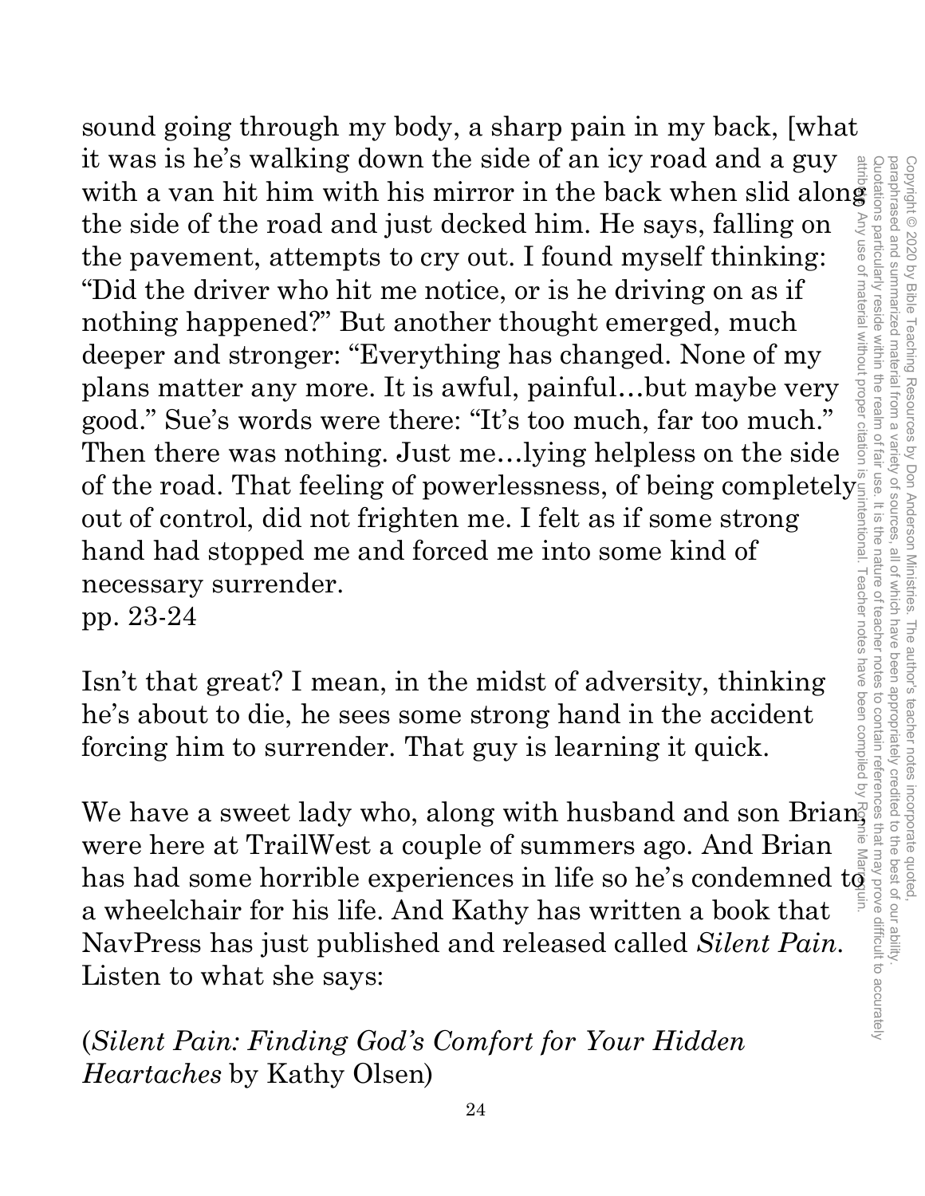sound going through my body, a sharp pain in my back, [what it was is he's walking down the side of an icy road and a guy with a van hit him with his mirror in the back when slid along the side of the road and just decked him. He says, falling on the pavement, attempts to cry out. I found myself thinking: "Did the driver who hit me notice, or is he driving on as if nothing happened?" But another thought emerged, much deeper and stronger: "Everything has changed. None of my plans matter any more. It is awful, painful…but maybe very good." Sue's words were there: "It's too much, far too much." Then there was nothing. Just me…lying helpless on the side of the road. That feeling of powerlessness, of being completely out of control, did not frighten me. I felt as if some strong hand had stopped me and forced me into some kind of necessary surrender.
pp. 23-24

Isn't that great? I mean, in the midst of adversity, thinking he's about to die, he sees some strong hand in the accident forcing him to surrender. That guy is learning it quick.

We have a sweet lady who, along with husband and son Brian, were here at TrailWest a couple of summers ago. And Brian has had some horrible experiences in life so he's condemned to a wheelchair for his life. And Kathy has written a book that NavPress has just published and released called *Silent Pain*. Listen to what she says:

(*Silent Pain: Finding God's Comfort for Your Hidden Heartaches* by Kathy Olsen)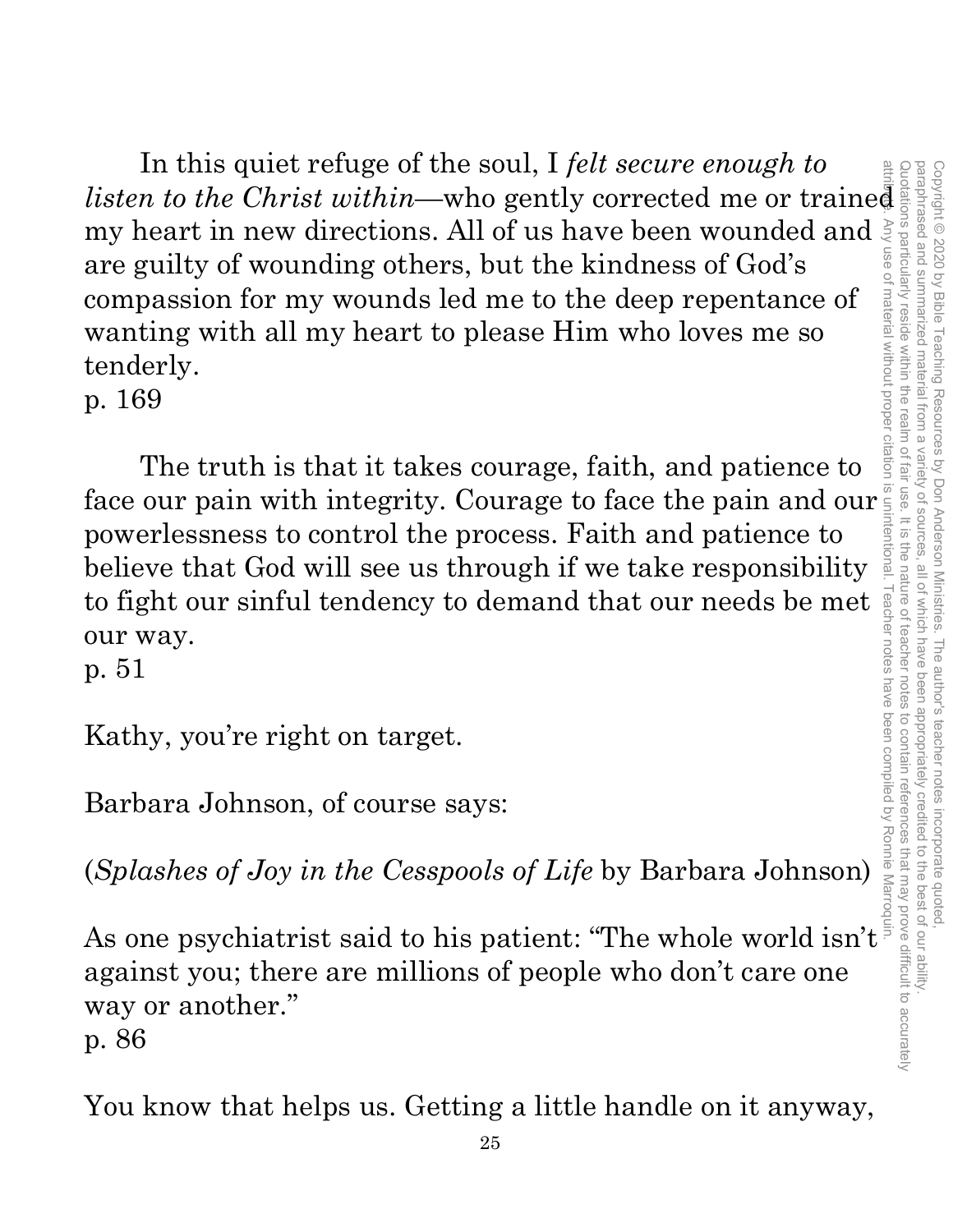In this quiet refuge of the soul, I *felt secure enough to listen to the Christ within*—who gently corrected me or trained my heart in new directions. All of us have been wounded and are guilty of wounding others, but the kindness of God's compassion for my wounds led me to the deep repentance of wanting with all my heart to please Him who loves me so tenderly.
p. 169

The truth is that it takes courage, faith, and patience to face our pain with integrity. Courage to face the pain and our powerlessness to control the process. Faith and patience to believe that God will see us through if we take responsibility to fight our sinful tendency to demand that our needs be met our way.
p. 51

Kathy, you're right on target.

Barbara Johnson, of course says:

(*Splashes of Joy in the Cesspools of Life* by Barbara Johnson)

As one psychiatrist said to his patient: "The whole world isn't against you; there are millions of people who don't care one way or another."
p. 86

You know that helps us. Getting a little handle on it anyway,

Copyright © 2020 by Bible Teaching Resources by Don Anderson Ministries. The author's teacher notes incorporate quoted, paraphrased and summarized material from a variety of sources, all of which have been appropriately credited to the best of our ability. Quotations particularly reside within the realm of fair use. It is the nature of teacher notes to contain references that may prove difficult to accurately attribute. Any use of material without proper citation is unintentional. Teacher notes have been compiled by Ronnie Marroquin.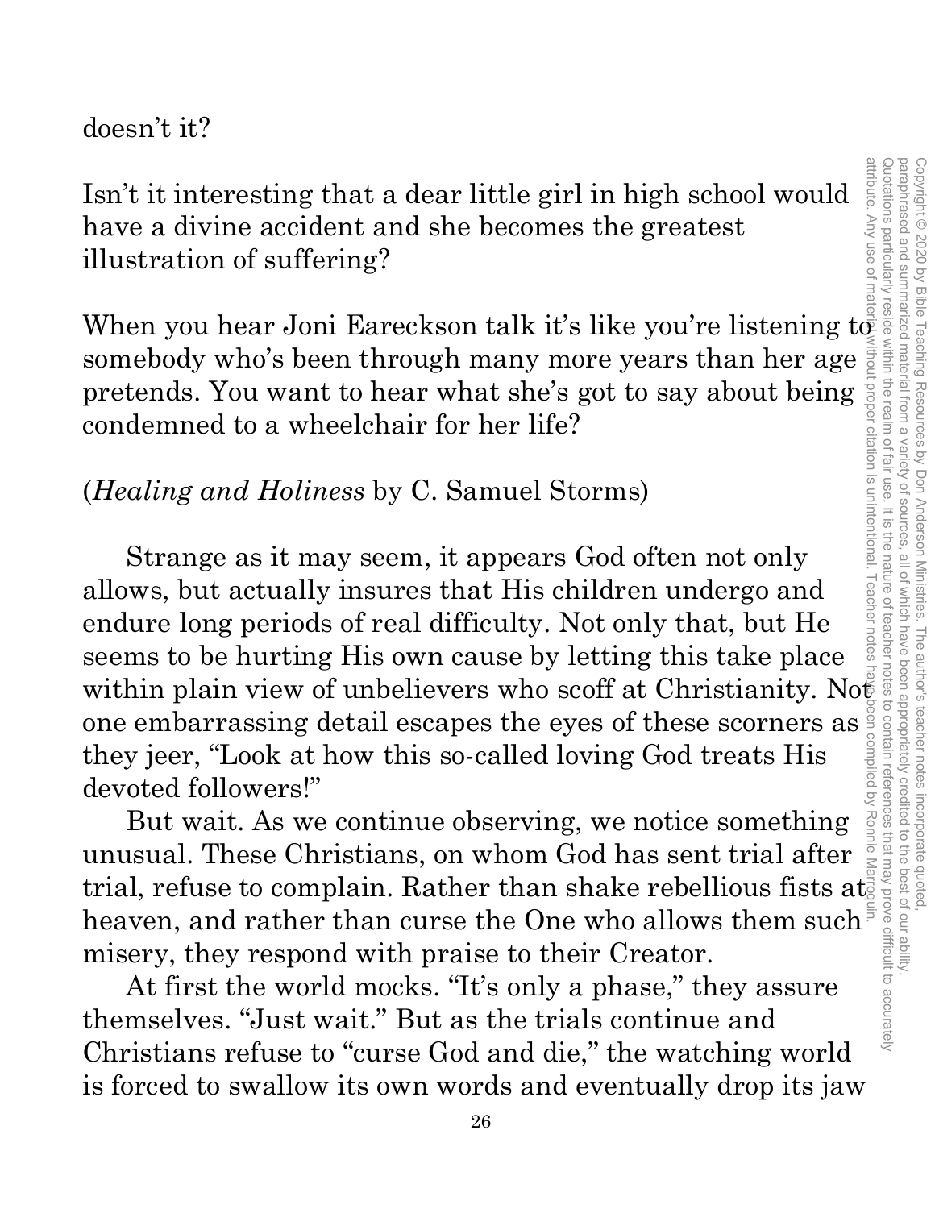doesn't it?

Isn't it interesting that a dear little girl in high school would have a divine accident and she becomes the greatest illustration of suffering?

When you hear Joni Eareckson talk it's like you're listening to somebody who's been through many more years than her age pretends. You want to hear what she's got to say about being condemned to a wheelchair for her life?

(*Healing and Holiness* by C. Samuel Storms)

Strange as it may seem, it appears God often not only allows, but actually insures that His children undergo and endure long periods of real difficulty. Not only that, but He seems to be hurting His own cause by letting this take place within plain view of unbelievers who scoff at Christianity. Not one embarrassing detail escapes the eyes of these scorners as they jeer, "Look at how this so-called loving God treats His devoted followers!"

But wait. As we continue observing, we notice something unusual. These Christians, on whom God has sent trial after trial, refuse to complain. Rather than shake rebellious fists at heaven, and rather than curse the One who allows them such misery, they respond with praise to their Creator.

At first the world mocks. "It's only a phase," they assure themselves. "Just wait." But as the trials continue and Christians refuse to "curse God and die," the watching world is forced to swallow its own words and eventually drop its jaw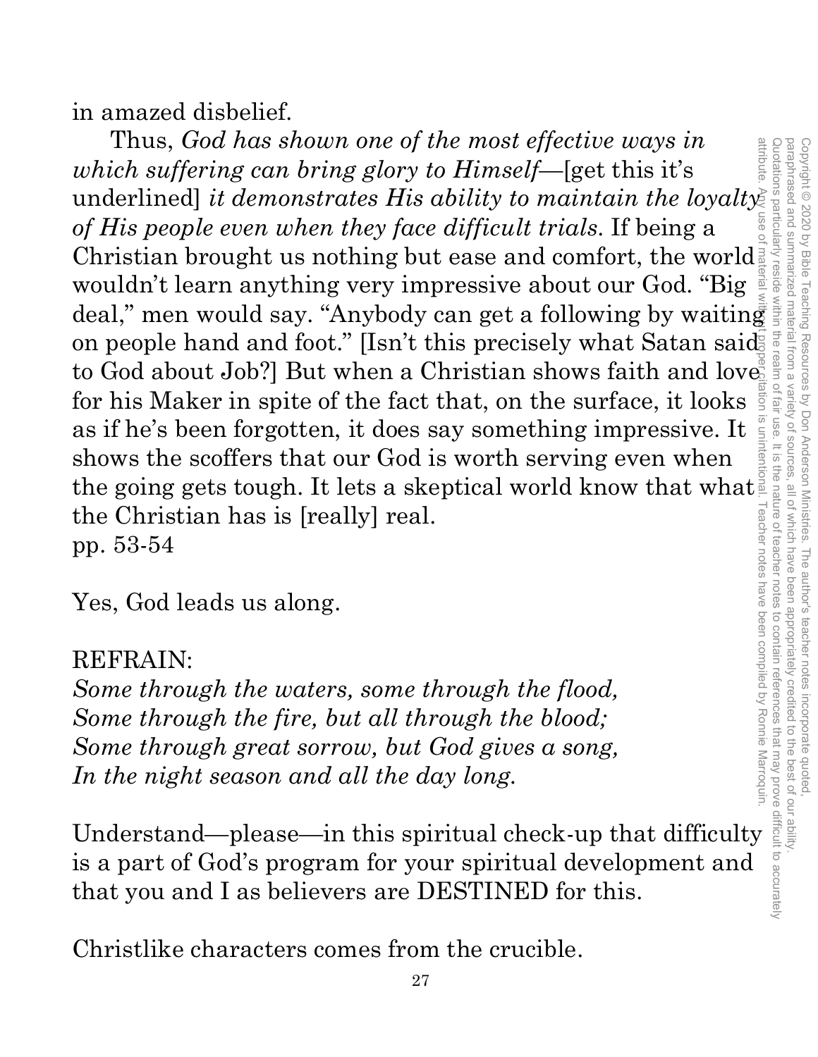in amazed disbelief.

Thus, *God has shown one of the most effective ways in which suffering can bring glory to Himself*—[get this it's underlined] *it demonstrates His ability to maintain the loyalty of His people even when they face difficult trials.* If being a Christian brought us nothing but ease and comfort, the world wouldn't learn anything very impressive about our God. "Big deal," men would say. "Anybody can get a following by waiting on people hand and foot." [Isn't this precisely what Satan said to God about Job?] But when a Christian shows faith and love for his Maker in spite of the fact that, on the surface, it looks as if he's been forgotten, it does say something impressive. It shows the scoffers that our God is worth serving even when the going gets tough. It lets a skeptical world know that what the Christian has is [really] real.
pp. 53-54

Yes, God leads us along.

REFRAIN:
*Some through the waters, some through the flood,*
*Some through the fire, but all through the blood;*
*Some through great sorrow, but God gives a song,*
*In the night season and all the day long.*

Understand—please—in this spiritual check-up that difficulty is a part of God's program for your spiritual development and that you and I as believers are DESTINED for this.

Christlike characters comes from the crucible.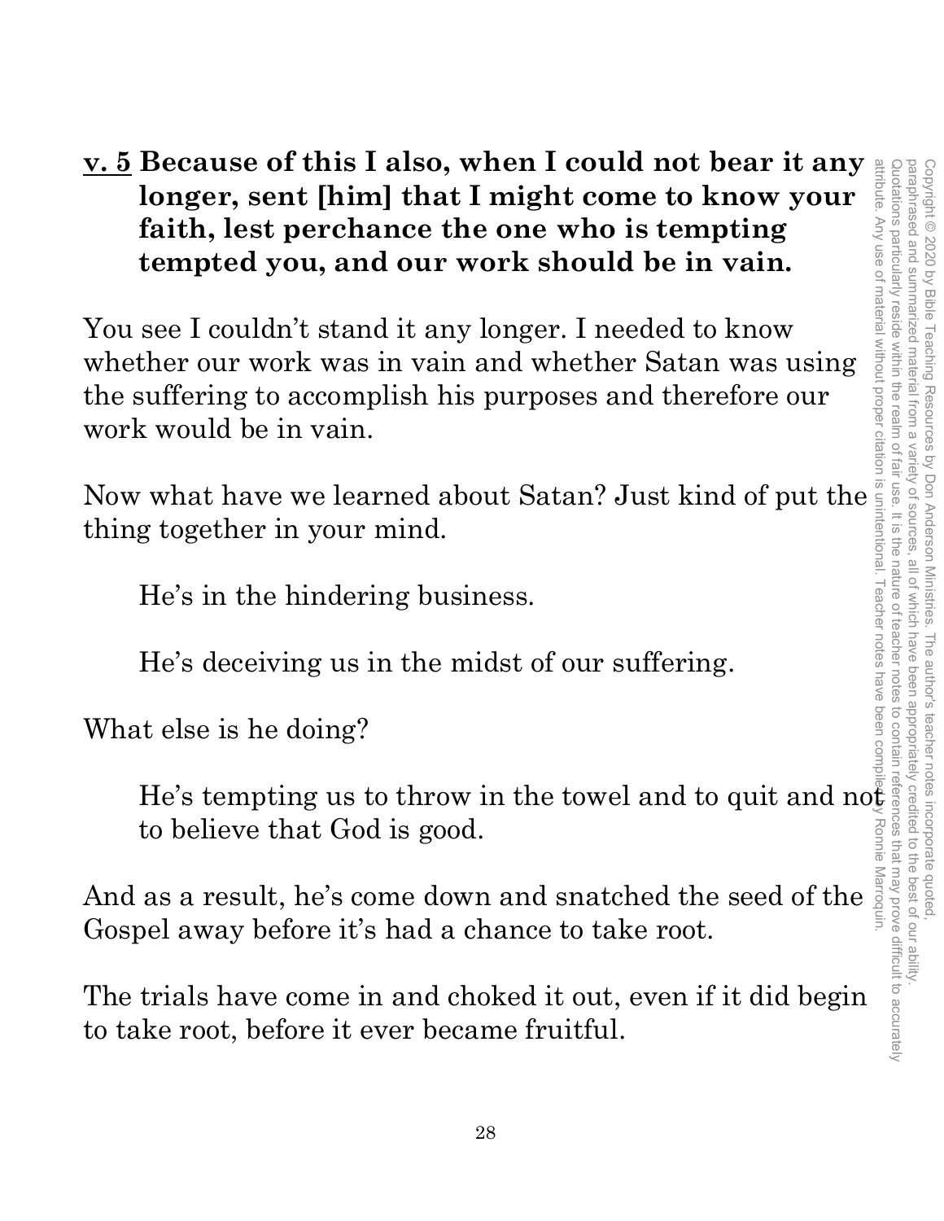**<u>v. 5</u> Because of this I also, when I could not bear it any longer, sent [him] that I might come to know your faith, lest perchance the one who is tempting tempted you, and our work should be in vain.**

You see I couldn't stand it any longer. I needed to know whether our work was in vain and whether Satan was using the suffering to accomplish his purposes and therefore our work would be in vain.

Now what have we learned about Satan? Just kind of put the thing together in your mind.

He's in the hindering business.

He's deceiving us in the midst of our suffering.

What else is he doing?

He's tempting us to throw in the towel and to quit and not to believe that God is good.

And as a result, he's come down and snatched the seed of the Gospel away before it's had a chance to take root.

The trials have come in and choked it out, even if it did begin to take root, before it ever became fruitful.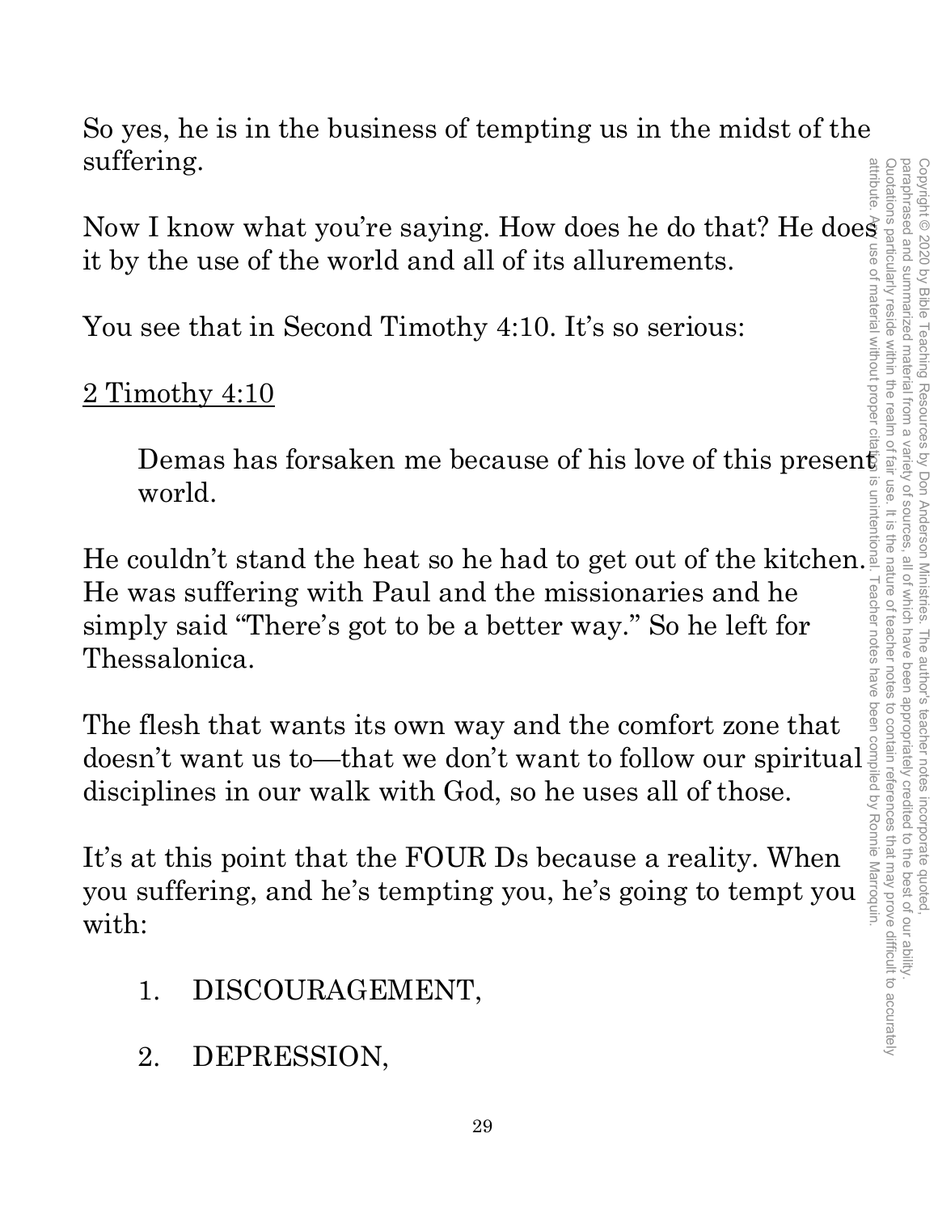So yes, he is in the business of tempting us in the midst of the suffering.

Now I know what you're saying. How does he do that? He does it by the use of the world and all of its allurements.

You see that in Second Timothy 4:10. It's so serious:

<u>2 Timothy 4:10</u>

> Demas has forsaken me because of his love of this present world.

He couldn't stand the heat so he had to get out of the kitchen. He was suffering with Paul and the missionaries and he simply said "There's got to be a better way." So he left for Thessalonica.

The flesh that wants its own way and the comfort zone that doesn't want us to—that we don't want to follow our spiritual disciplines in our walk with God, so he uses all of those.

It's at this point that the FOUR Ds because a reality. When you suffering, and he's tempting you, he's going to tempt you with:

1. DISCOURAGEMENT,
2. DEPRESSION,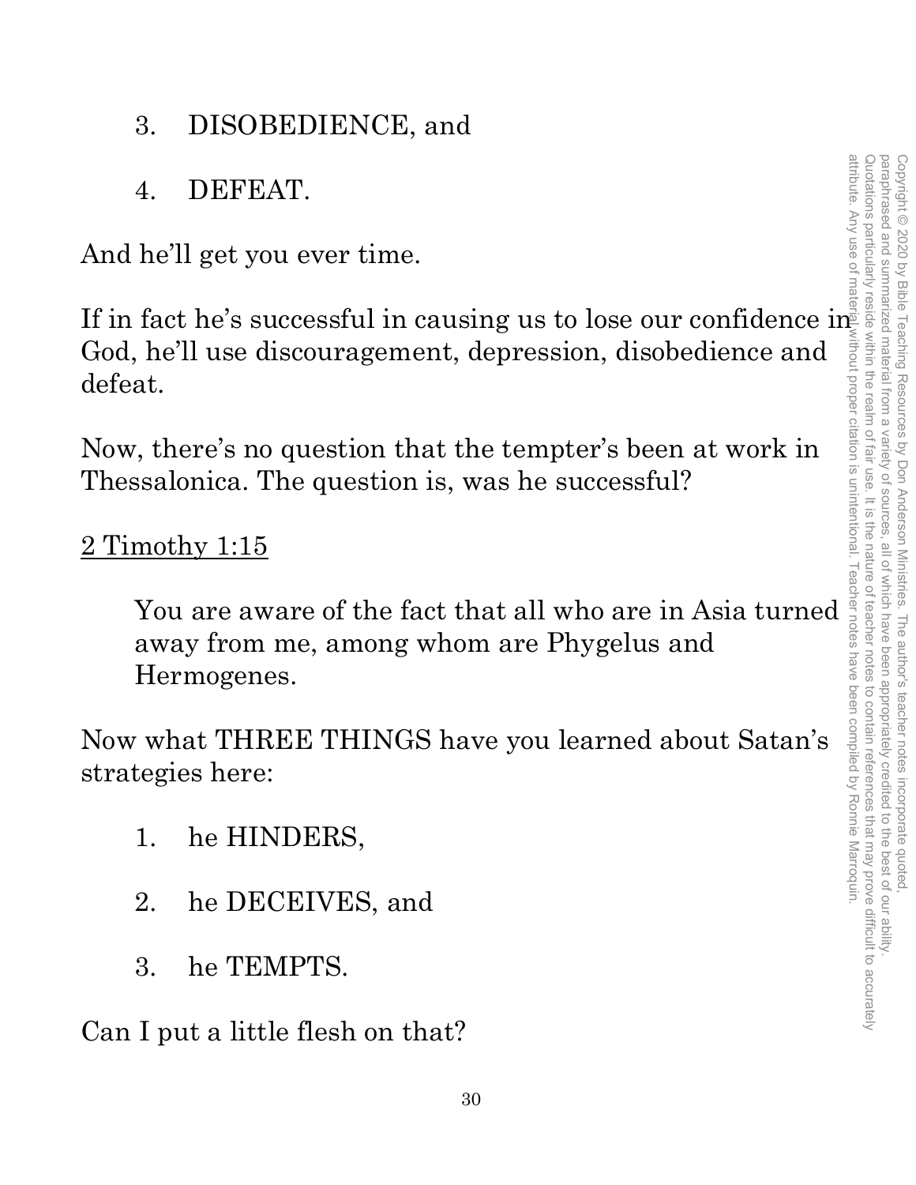3. DISOBEDIENCE, and

4. DEFEAT.

And he'll get you ever time.

If in fact he's successful in causing us to lose our confidence in God, he'll use discouragement, depression, disobedience and defeat.

Now, there's no question that the tempter's been at work in Thessalonica. The question is, was he successful?

<u>2 Timothy 1:15</u>

> You are aware of the fact that all who are in Asia turned away from me, among whom are Phygelus and Hermogenes.

Now what THREE THINGS have you learned about Satan's strategies here:

1. he HINDERS,

2. he DECEIVES, and

3. he TEMPTS.

Can I put a little flesh on that?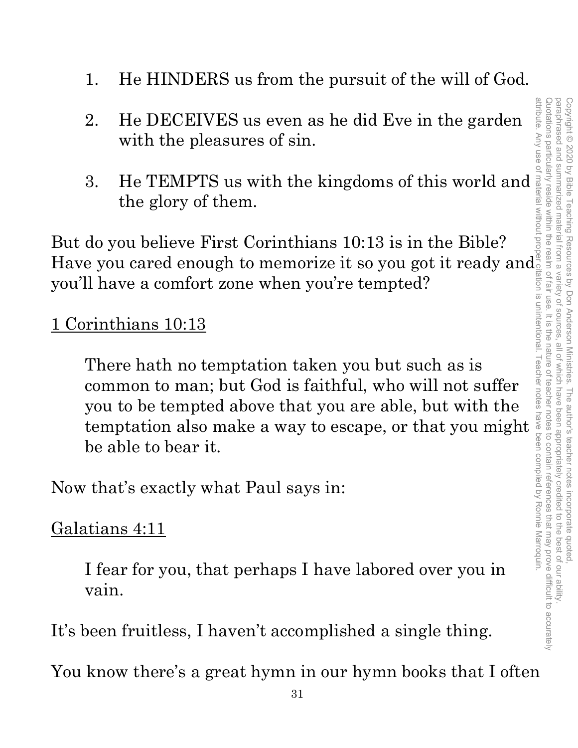1. He HINDERS us from the pursuit of the will of God.

2. He DECEIVES us even as he did Eve in the garden with the pleasures of sin.

3. He TEMPTS us with the kingdoms of this world and the glory of them.

But do you believe First Corinthians 10:13 is in the Bible? Have you cared enough to memorize it so you got it ready and you'll have a comfort zone when you're tempted?

<u>1 Corinthians 10:13</u>

> There hath no temptation taken you but such as is common to man; but God is faithful, who will not suffer you to be tempted above that you are able, but with the temptation also make a way to escape, or that you might be able to bear it.

Now that's exactly what Paul says in:

<u>Galatians 4:11</u>

> I fear for you, that perhaps I have labored over you in vain.

It's been fruitless, I haven't accomplished a single thing.

You know there's a great hymn in our hymn books that I often

Copyright © 2020 by Bible Teaching Resources by Don Anderson Ministries. The author's teacher notes incorporate quoted, paraphrased and summarized material from a variety of sources, all of which have been appropriately credited to the best of our ability. Quotations particularly reside within the realm of fair use. It is the nature of teacher notes to contain references that may prove difficult to accurately attribute. Any use of material without proper citation is unintentional. Teacher notes have been compiled by Ronnie Marroquin.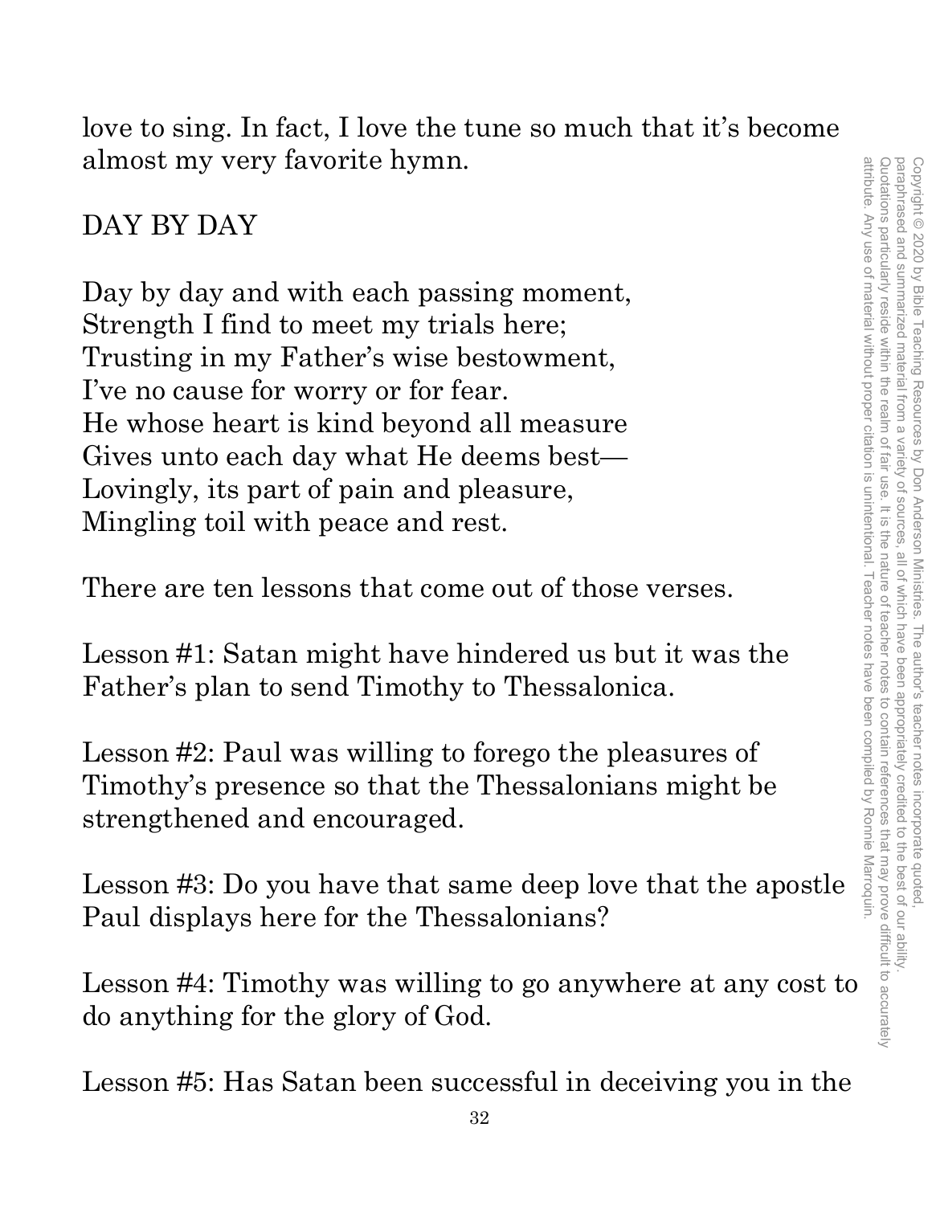love to sing. In fact, I love the tune so much that it's become almost my very favorite hymn.

DAY BY DAY

Day by day and with each passing moment,  
Strength I find to meet my trials here;  
Trusting in my Father's wise bestowment,  
I've no cause for worry or for fear.  
He whose heart is kind beyond all measure  
Gives unto each day what He deems best—  
Lovingly, its part of pain and pleasure,  
Mingling toil with peace and rest.

There are ten lessons that come out of those verses.

Lesson #1: Satan might have hindered us but it was the Father's plan to send Timothy to Thessalonica.

Lesson #2: Paul was willing to forego the pleasures of Timothy's presence so that the Thessalonians might be strengthened and encouraged.

Lesson #3: Do you have that same deep love that the apostle Paul displays here for the Thessalonians?

Lesson #4: Timothy was willing to go anywhere at any cost to do anything for the glory of God.

Lesson #5: Has Satan been successful in deceiving you in the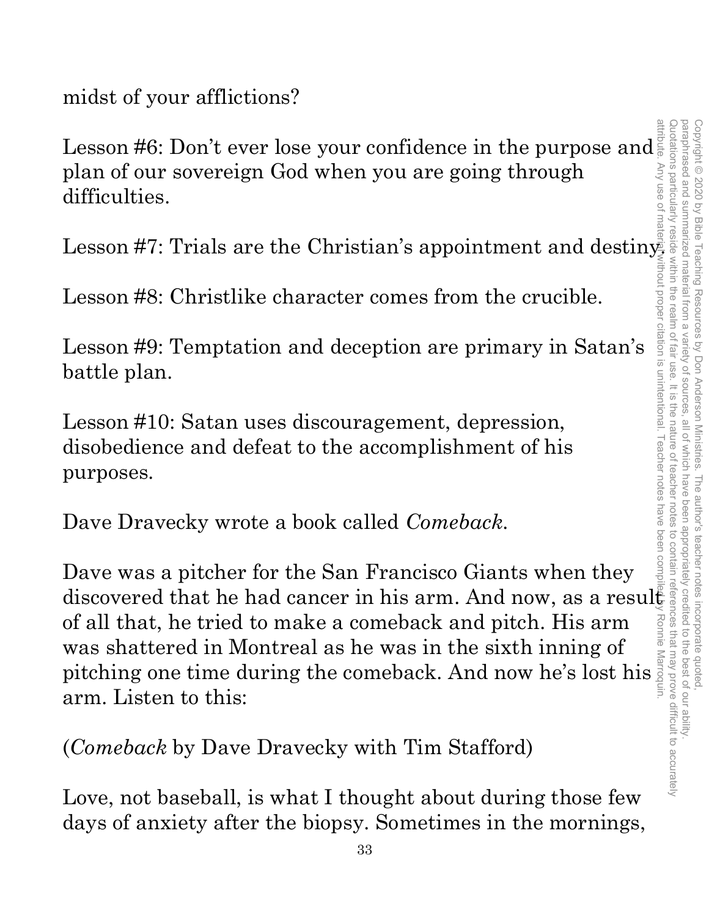midst of your afflictions?

Lesson #6: Don't ever lose your confidence in the purpose and plan of our sovereign God when you are going through difficulties.

Lesson #7: Trials are the Christian's appointment and destiny.

Lesson #8: Christlike character comes from the crucible.

Lesson #9: Temptation and deception are primary in Satan's battle plan.

Lesson #10: Satan uses discouragement, depression, disobedience and defeat to the accomplishment of his purposes.

Dave Dravecky wrote a book called *Comeback*.

Dave was a pitcher for the San Francisco Giants when they discovered that he had cancer in his arm. And now, as a result of all that, he tried to make a comeback and pitch. His arm was shattered in Montreal as he was in the sixth inning of pitching one time during the comeback. And now he's lost his arm. Listen to this:

(*Comeback* by Dave Dravecky with Tim Stafford)

Love, not baseball, is what I thought about during those few days of anxiety after the biopsy. Sometimes in the mornings,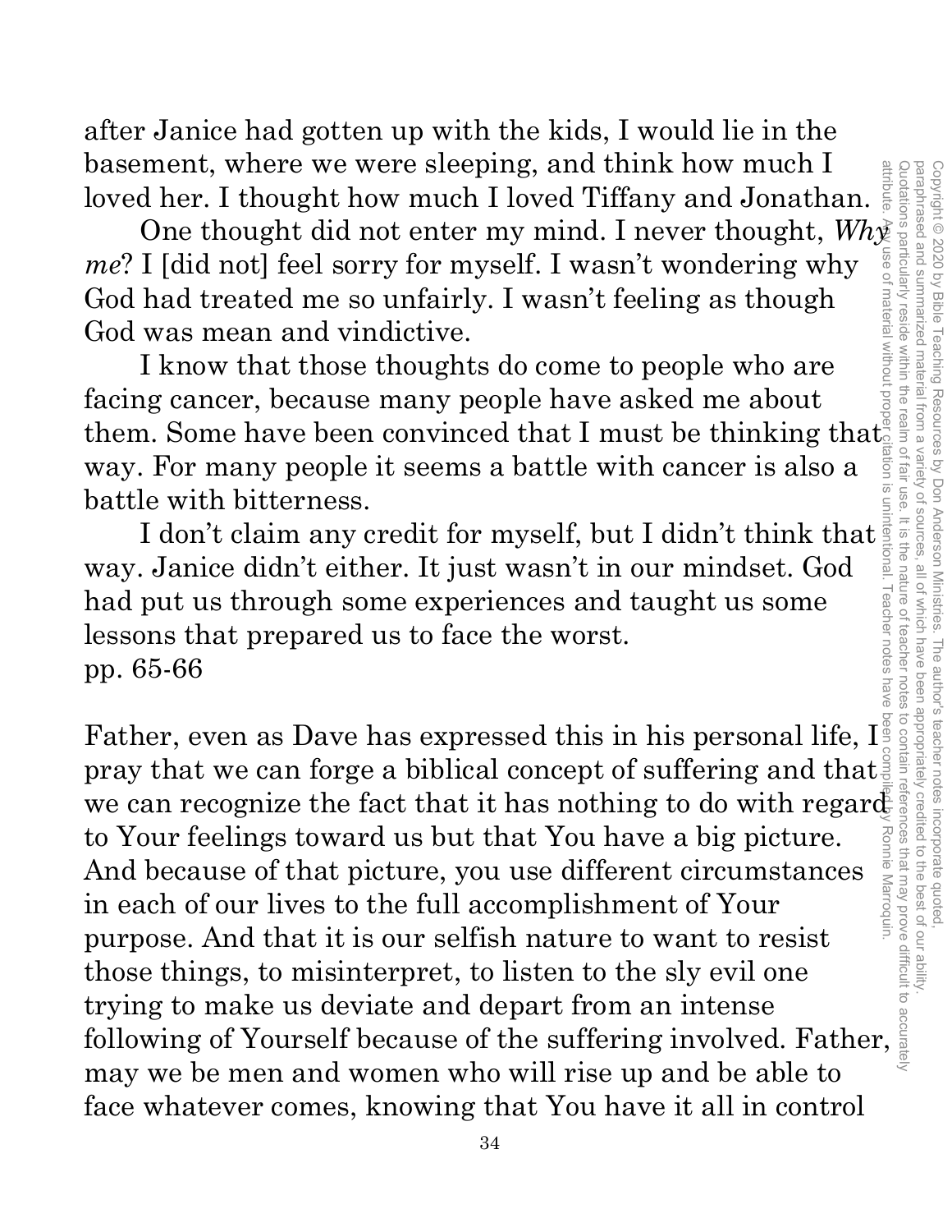after Janice had gotten up with the kids, I would lie in the basement, where we were sleeping, and think how much I loved her. I thought how much I loved Tiffany and Jonathan.

One thought did not enter my mind. I never thought, *Why me*? I [did not] feel sorry for myself. I wasn't wondering why God had treated me so unfairly. I wasn't feeling as though God was mean and vindictive.

I know that those thoughts do come to people who are facing cancer, because many people have asked me about them. Some have been convinced that I must be thinking that way. For many people it seems a battle with cancer is also a battle with bitterness.

I don't claim any credit for myself, but I didn't think that way. Janice didn't either. It just wasn't in our mindset. God had put us through some experiences and taught us some lessons that prepared us to face the worst.
pp. 65-66

Father, even as Dave has expressed this in his personal life, I pray that we can forge a biblical concept of suffering and that we can recognize the fact that it has nothing to do with regard to Your feelings toward us but that You have a big picture. And because of that picture, you use different circumstances in each of our lives to the full accomplishment of Your purpose. And that it is our selfish nature to want to resist those things, to misinterpret, to listen to the sly evil one trying to make us deviate and depart from an intense following of Yourself because of the suffering involved. Father, may we be men and women who will rise up and be able to face whatever comes, knowing that You have it all in control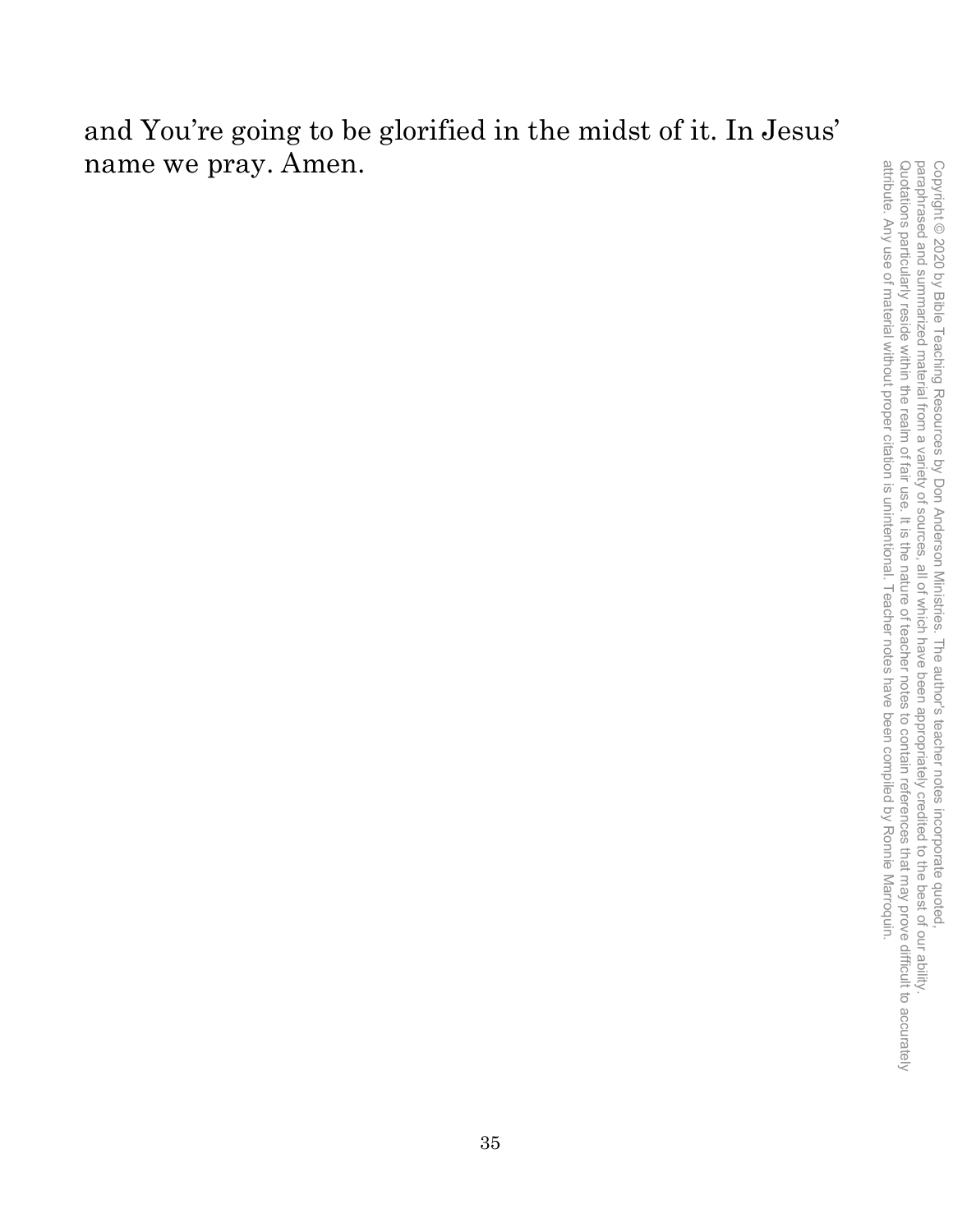and You're going to be glorified in the midst of it. In Jesus' name we pray. Amen.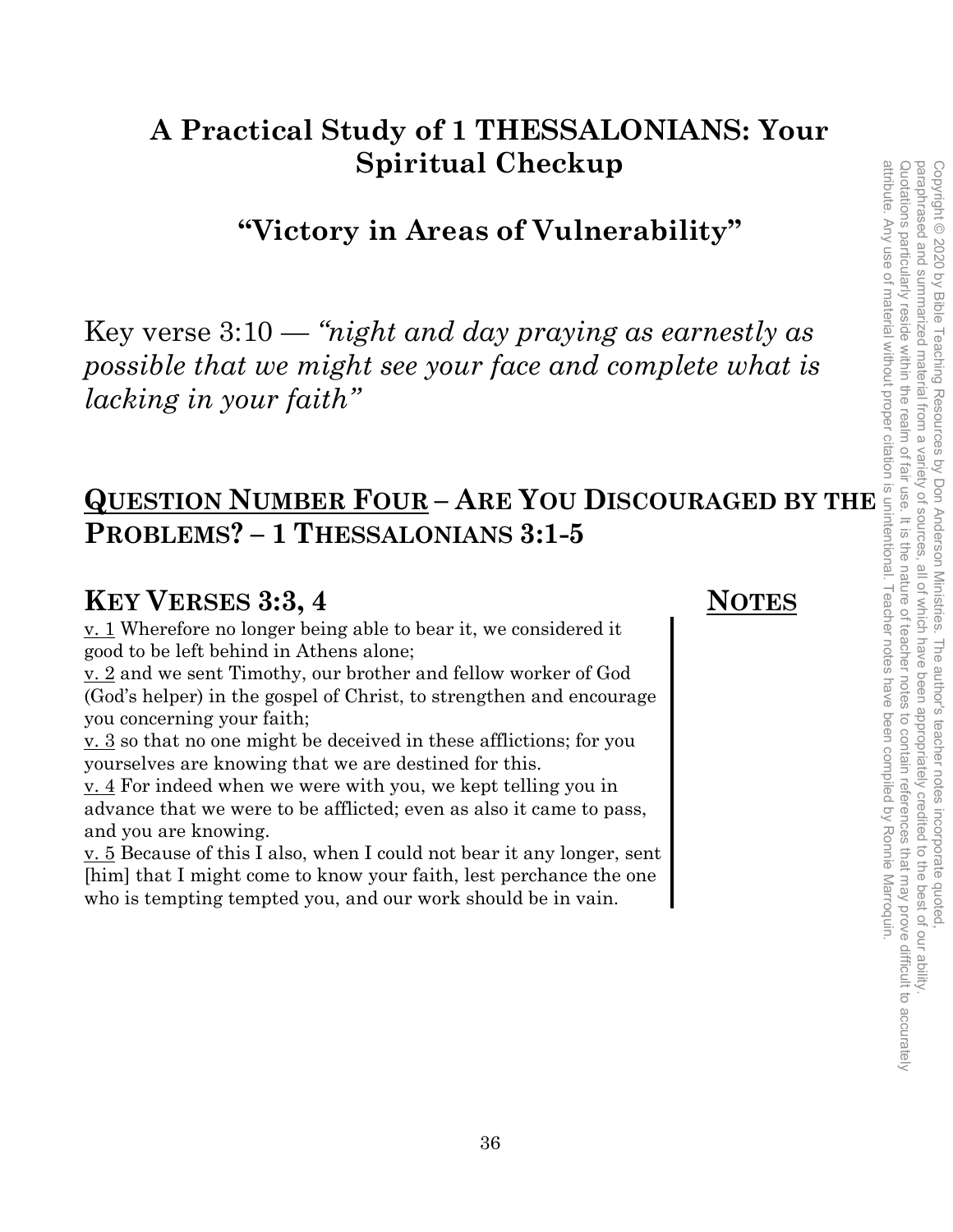# A Practical Study of 1 THESSALONIANS: Your Spiritual Checkup

## "Victory in Areas of Vulnerability"

Key verse 3:10 — *"night and day praying as earnestly as possible that we might see your face and complete what is lacking in your faith"*

## <u>QUESTION NUMBER FOUR</u> – ARE YOU DISCOURAGED BY THE PROBLEMS? – 1 THESSALONIANS 3:1-5

### KEY VERSES 3:3, 4

**<u>NOTES</u>**

<u>v. 1</u> Wherefore no longer being able to bear it, we considered it good to be left behind in Athens alone;
<u>v. 2</u> and we sent Timothy, our brother and fellow worker of God (God's helper) in the gospel of Christ, to strengthen and encourage you concerning your faith;
<u>v. 3</u> so that no one might be deceived in these afflictions; for you yourselves are knowing that we are destined for this.
<u>v. 4</u> For indeed when we were with you, we kept telling you in advance that we were to be afflicted; even as also it came to pass, and you are knowing.
<u>v. 5</u> Because of this I also, when I could not bear it any longer, sent [him] that I might come to know your faith, lest perchance the one who is tempting tempted you, and our work should be in vain.

Copyright © 2020 by Bible Teaching Resources by Don Anderson Ministries. The author's teacher notes incorporate quoted, paraphrased and summarized material from a variety of sources, all of which have been appropriately credited to the best of our ability. Quotations particularly reside within the realm of fair use. It is the nature of teacher notes to contain references that may prove difficult to accurately attribute. Any use of material without proper citation is unintentional. Teacher notes have been compiled by Ronnie Marroquin.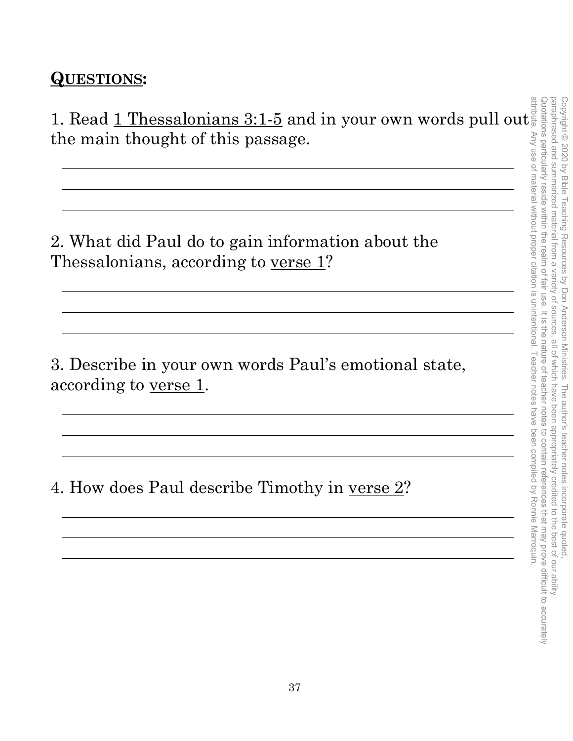**QUESTIONS:**

1. Read 1 Thessalonians 3:1-5 and in your own words pull out the main thought of this passage.

2. What did Paul do to gain information about the Thessalonians, according to verse 1?

3. Describe in your own words Paul's emotional state, according to verse 1.

4. How does Paul describe Timothy in verse 2?

Copyright © 2020 by Bible Teaching Resources by Don Anderson Ministries. The author's teacher notes incorporate quoted, paraphrased and summarized material from a variety of sources, all of which have been appropriately credited to the best of our ability. Quotations particularly reside within the realm of fair use. It is the nature of teacher notes to contain references that may prove difficult to accurately attribute. Any use of material without proper citation is unintentional. Teacher notes have been compiled by Ronnie Marroquin.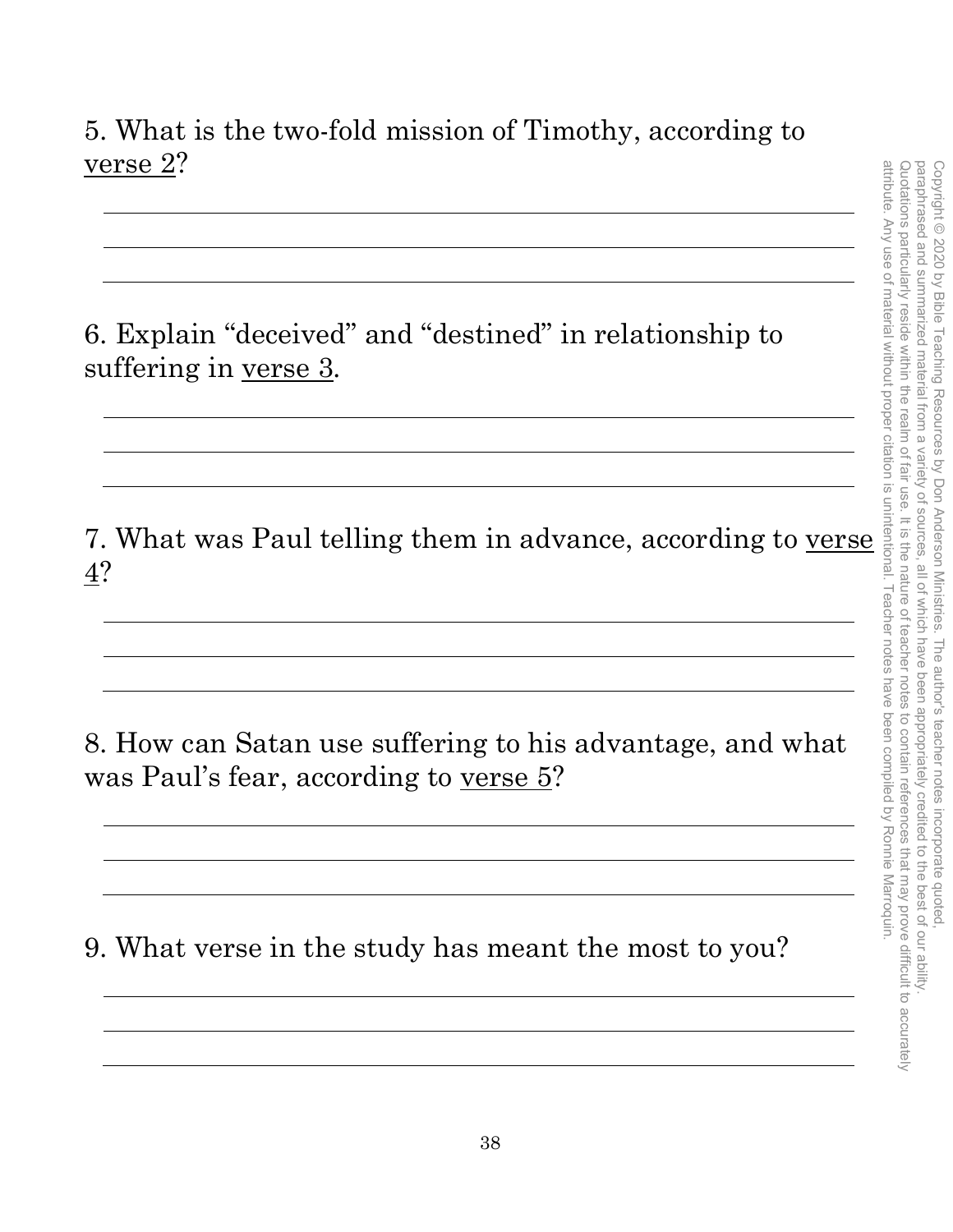5. What is the two-fold mission of Timothy, according to <u>verse 2</u>?

6. Explain "deceived" and "destined" in relationship to suffering in <u>verse 3</u>.

7. What was Paul telling them in advance, according to <u>verse 4</u>?

8. How can Satan use suffering to his advantage, and what was Paul's fear, according to <u>verse 5</u>?

9. What verse in the study has meant the most to you?

Copyright © 2020 by Bible Teaching Resources by Don Anderson Ministries. The author's teacher notes incorporate quoted, paraphrased and summarized material from a variety of sources, all of which have been appropriately credited to the best of our ability. Quotations particularly reside within the realm of fair use. It is the nature of teacher notes to contain references that may prove difficult to accurately attribute. Any use of material without proper citation is unintentional. Teacher notes have been compiled by Ronnie Marroquin.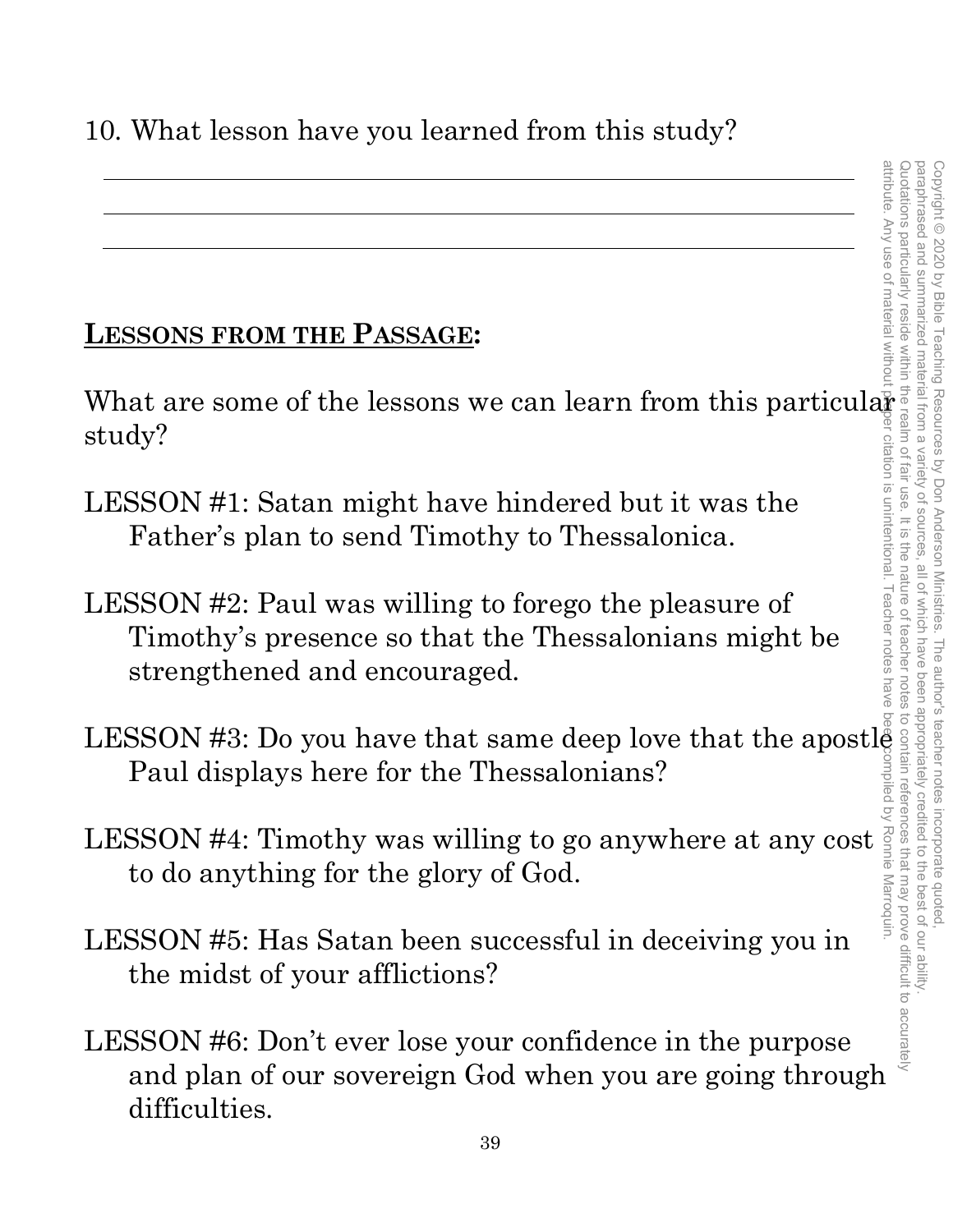10. What lesson have you learned from this study?

______________________________________________________________

______________________________________________________________

______________________________________________________________

**LESSONS FROM THE PASSAGE:**

What are some of the lessons we can learn from this particular study?

LESSON #1: Satan might have hindered but it was the Father's plan to send Timothy to Thessalonica.

LESSON #2: Paul was willing to forego the pleasure of Timothy's presence so that the Thessalonians might be strengthened and encouraged.

LESSON #3: Do you have that same deep love that the apostle Paul displays here for the Thessalonians?

LESSON #4: Timothy was willing to go anywhere at any cost to do anything for the glory of God.

LESSON #5: Has Satan been successful in deceiving you in the midst of your afflictions?

LESSON #6: Don't ever lose your confidence in the purpose and plan of our sovereign God when you are going through difficulties.

Copyright © 2020 by Bible Teaching Resources by Don Anderson Ministries. The author's teacher notes incorporate quoted, paraphrased and summarized material from a variety of sources, all of which have been appropriately credited to the best of our ability. Quotations particularly reside within the realm of fair use. It is the nature of teacher notes to contain references that may prove difficult to accurately attribute. Any use of material without proper citation is unintentional. Teacher notes have been compiled by Ronnie Marroquin.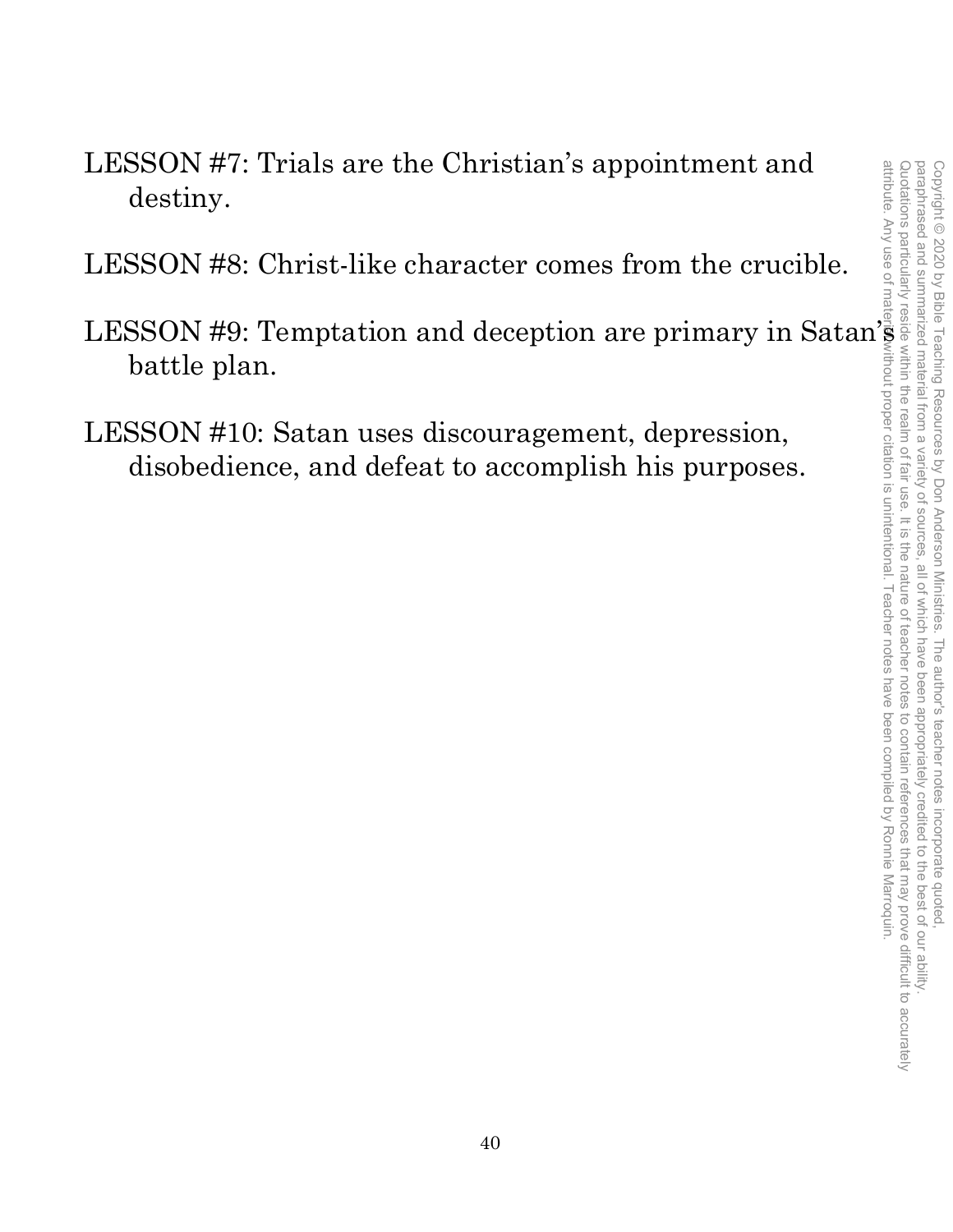LESSON #7: Trials are the Christian's appointment and destiny.

LESSON #8: Christ-like character comes from the crucible.

LESSON #9: Temptation and deception are primary in Satan's battle plan.

LESSON #10: Satan uses discouragement, depression, disobedience, and defeat to accomplish his purposes.